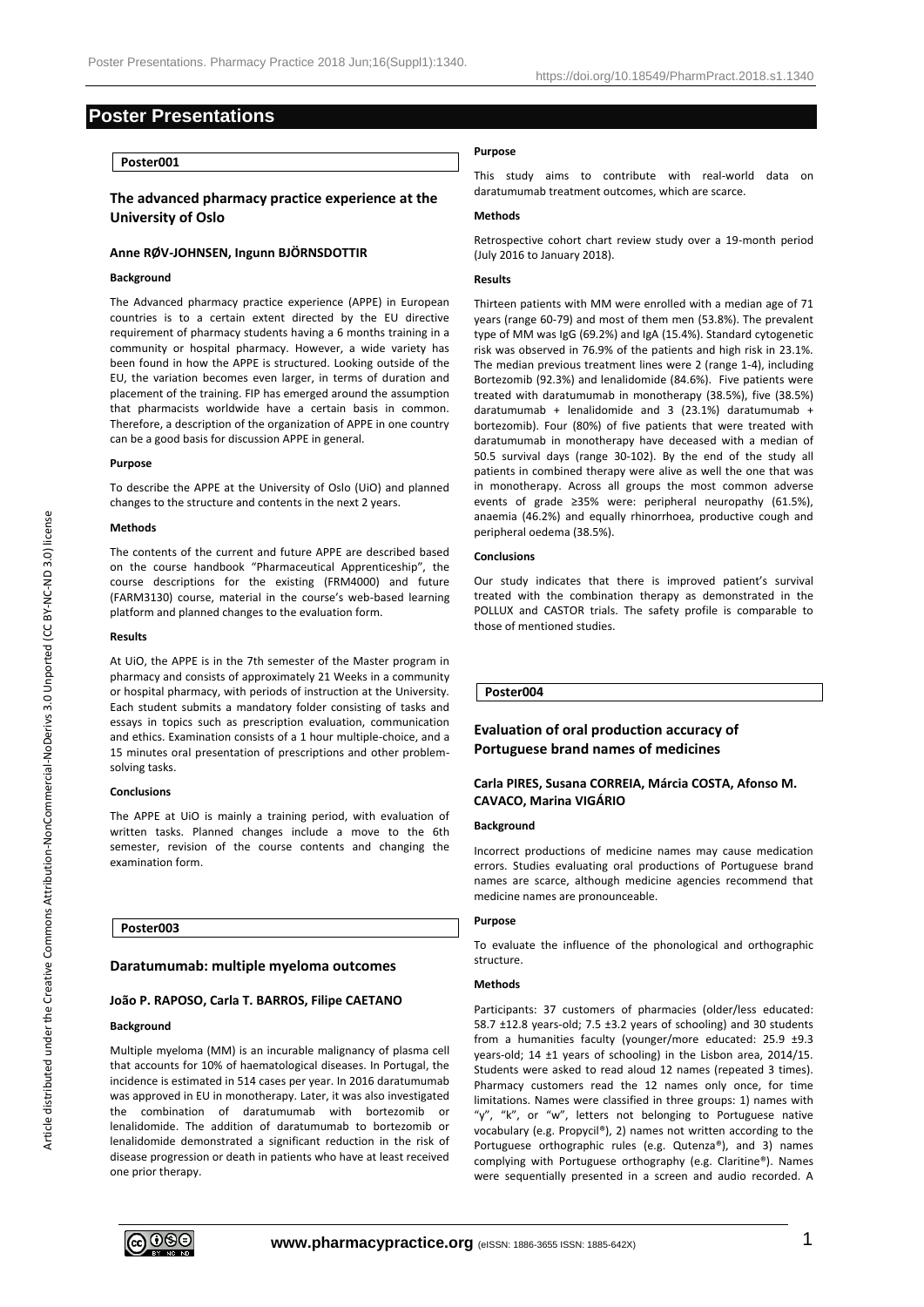# Poster Presentations

## Poster001

### The advanced pharmacy practice experience at the University of Oslo

**Anne RØV-JOHNSEN, Ingunn BJÖRNSDOTTIR**

#### Background

The Advanced pharmacy practice experience (APPE) in European countries is to a certain extent directed by the EU directive requirement of pharmacy students having a 6 months training in a community or hospital pharmacy. However, a wide variety has been found in how the APPE is structured. Looking outside of the EU, the variation becomes even larger, in terms of duration and placement of the training. FIP has emerged around the assumption that pharmacists worldwide have a certain basis in common. Therefore, a description of the organization of APPE in one country can be a good basis for discussion APPE in general.

#### Purpose

To describe the APPE at the University of Oslo (UiO) and planned changes to the structure and contents in the next 2 years.

#### Methods

The contents of the current and future APPE are described based on the course handbook "Pharmaceutical Apprenticeship", the course descriptions for the existing (FRM4000) and future (FARM3130) course, material in the course's web-based learning platform and planned changes to the evaluation form.

#### Results

At UiO, the APPE is in the 7th semester of the Master program in pharmacy and consists of approximately 21 Weeks in a community or hospital pharmacy, with periods of instruction at the University. Each student submits a mandatory folder consisting of tasks and essays in topics such as prescription evaluation, communication and ethics. Examination consists of a 1 hour multiple-choice, and a 15 minutes oral presentation of prescriptions and other problem-solving tasks.

#### Conclusions

The APPE at UiO is mainly a training period, with evaluation of written tasks. Planned changes include a move to the 6th semester, revision of the course contents and changing the examination form.

## Poster003

### Daratumumab: multiple myeloma outcomes

**João P. RAPOSO, Carla T. BARROS, Filipe CAETANO**

#### Background

Multiple myeloma (MM) is an incurable malignancy of plasma cell that accounts for 10% of haematological diseases. In Portugal, the incidence is estimated in 514 cases per year. In 2016 daratumumab was approved in EU in monotherapy. Later, it was also investigated the combination of daratumumab with bortezomib or lenalidomide. The addition of daratumumab to bortezomib or lenalidomide demonstrated a significant reduction in the risk of disease progression or death in patients who have at least received one prior therapy.

#### Purpose

This study aims to contribute with real-world data on daratumumab treatment outcomes, which are scarce.

#### Methods

Retrospective cohort chart review study over a 19-month period (July 2016 to January 2018).

#### Results

Thirteen patients with MM were enrolled with a median age of 71 years (range 60-79) and most of them men (53.8%). The prevalent type of MM was IgG (69.2%) and IgA (15.4%). Standard cytogenetic risk was observed in 76.9% of the patients and high risk in 23.1%. The median previous treatment lines were 2 (range 1-4), including Bortezomib (92.3%) and lenalidomide (84.6%). Five patients were treated with daratumumab in monotherapy (38.5%), five (38.5%) daratumumab + lenalidomide and 3 (23.1%) daratumumab + bortezomib). Four (80%) of five patients that were treated with daratumumab in monotherapy have deceased with a median of 50.5 survival days (range 30-102). By the end of the study all patients in combined therapy were alive as well the one that was in monotherapy. Across all groups the most common adverse events of grade ≥35% were: peripheral neuropathy (61.5%), anaemia (46.2%) and equally rhinorrhoea, productive cough and peripheral oedema (38.5%).

#### Conclusions

Our study indicates that there is improved patient's survival treated with the combination therapy as demonstrated in the POLLUX and CASTOR trials. The safety profile is comparable to those of mentioned studies.

## Poster004

### Evaluation of oral production accuracy of Portuguese brand names of medicines

**Carla PIRES, Susana CORREIA, Márcia COSTA, Afonso M. CAVACO, Marina VIGÁRIO**

#### Background

Incorrect productions of medicine names may cause medication errors. Studies evaluating oral productions of Portuguese brand names are scarce, although medicine agencies recommend that medicine names are pronounceable.

#### Purpose

To evaluate the influence of the phonological and orthographic structure.

#### Methods

Participants: 37 customers of pharmacies (older/less educated: 58.7 ±12.8 years-old; 7.5 ±3.2 years of schooling) and 30 students from a humanities faculty (younger/more educated: 25.9 ±9.3 years-old; 14 ±1 years of schooling) in the Lisbon area, 2014/15. Students were asked to read aloud 12 names (repeated 3 times). Pharmacy customers read the 12 names only once, for time limitations. Names were classified in three groups: 1) names with "y", "k", or "w", letters not belonging to Portuguese native vocabulary (e.g. Propycil®), 2) names not written according to the Portuguese orthographic rules (e.g. Qutenza®), and 3) names complying with Portuguese orthography (e.g. Claritine®). Names were sequentially presented in a screen and audio recorded. A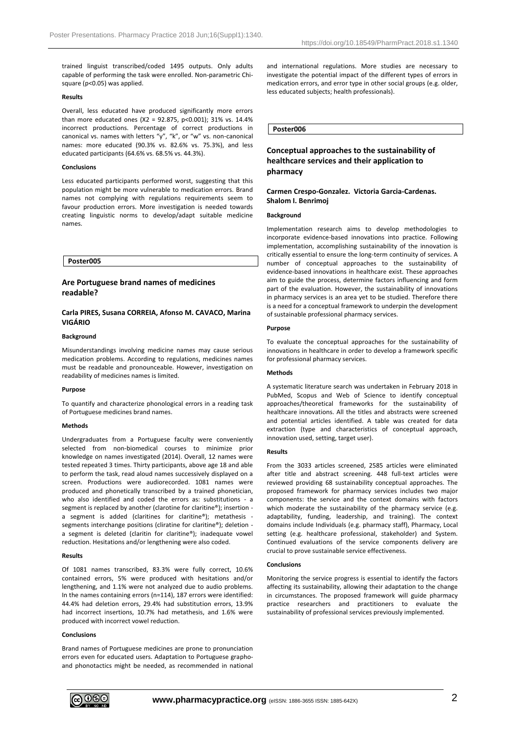trained linguist transcribed/coded 1495 outputs. Only adults capable of performing the task were enrolled. Non-parametric Chi-square ($p<0.05$) was applied.

#### Results

Overall, less educated have produced significantly more errors than more educated ones ($X2 = 92.875$, $p<0.001$); 31% vs. 14.4% incorrect productions. Percentage of correct productions in canonical vs. names with letters "y", "k", or "w" vs. non-canonical names: more educated (90.3% vs. 82.6% vs. 75.3%), and less educated participants (64.6% vs. 68.5% vs. 44.3%).

#### Conclusions

Less educated participants performed worst, suggesting that this population might be more vulnerable to medication errors. Brand names not complying with regulations requirements seem to favour production errors. More investigation is needed towards creating linguistic norms to develop/adapt suitable medicine names.

**Poster005**

## Are Portuguese brand names of medicines readable?

### Carla PIRES, Susana CORREIA, Afonso M. CAVACO, Marina VIGÁRIO

#### Background

Misunderstandings involving medicine names may cause serious medication problems. According to regulations, medicines names must be readable and pronounceable. However, investigation on readability of medicines names is limited.

#### Purpose

To quantify and characterize phonological errors in a reading task of Portuguese medicines brand names.

#### Methods

Undergraduates from a Portuguese faculty were conveniently selected from non-biomedical courses to minimize prior knowledge on names investigated (2014). Overall, 12 names were tested repeated 3 times. Thirty participants, above age 18 and able to perform the task, read aloud names successively displayed on a screen. Productions were audiorecorded. 1081 names were produced and phonetically transcribed by a trained phonetician, who also identified and coded the errors as: substitutions - a segment is replaced by another (clarotine for claritine®); insertion - a segment is added (claritines for claritine®); metathesis - segments interchange positions (cliratine for claritine®); deletion - a segment is deleted (claritin for claritine®); inadequate vowel reduction. Hesitations and/or lengthening were also coded.

#### Results

Of 1081 names transcribed, 83.3% were fully correct, 10.6% contained errors, 5% were produced with hesitations and/or lengthening, and 1.1% were not analyzed due to audio problems. In the names containing errors (n=114), 187 errors were identified: 44.4% had deletion errors, 29.4% had substitution errors, 13.9% had incorrect insertions, 10.7% had metathesis, and 1.6% were produced with incorrect vowel reduction.

#### Conclusions

Brand names of Portuguese medicines are prone to pronunciation errors even for educated users. Adaptation to Portuguese grapho- and phonotactics might be needed, as recommended in national and international regulations. More studies are necessary to investigate the potential impact of the different types of errors in medication errors, and error type in other social groups (e.g. older, less educated subjects; health professionals).

**Poster006**

## Conceptual approaches to the sustainability of healthcare services and their application to pharmacy

### Carmen Crespo-Gonzalez. Victoria Garcia-Cardenas. Shalom I. Benrimoj

#### Background

Implementation research aims to develop methodologies to incorporate evidence-based innovations into practice. Following implementation, accomplishing sustainability of the innovation is critically essential to ensure the long-term continuity of services. A number of conceptual approaches to the sustainability of evidence-based innovations in healthcare exist. These approaches aim to guide the process, determine factors influencing and form part of the evaluation. However, the sustainability of innovations in pharmacy services is an area yet to be studied. Therefore there is a need for a conceptual framework to underpin the development of sustainable professional pharmacy services.

#### Purpose

To evaluate the conceptual approaches for the sustainability of innovations in healthcare in order to develop a framework specific for professional pharmacy services.

#### Methods

A systematic literature search was undertaken in February 2018 in PubMed, Scopus and Web of Science to identify conceptual approaches/theoretical frameworks for the sustainability of healthcare innovations. All the titles and abstracts were screened and potential articles identified. A table was created for data extraction (type and characteristics of conceptual approach, innovation used, setting, target user).

#### Results

From the 3033 articles screened, 2585 articles were eliminated after title and abstract screening. 448 full-text articles were reviewed providing 68 sustainability conceptual approaches. The proposed framework for pharmacy services includes two major components: the service and the context domains with factors which moderate the sustainability of the pharmacy service (e.g. adaptability, funding, leadership, and training). The context domains include Individuals (e.g. pharmacy staff), Pharmacy, Local setting (e.g. healthcare professional, stakeholder) and System. Continued evaluations of the service components delivery are crucial to prove sustainable service effectiveness.

#### Conclusions

Monitoring the service progress is essential to identify the factors affecting its sustainability, allowing their adaptation to the change in circumstances. The proposed framework will guide pharmacy practice researchers and practitioners to evaluate the sustainability of professional services previously implemented.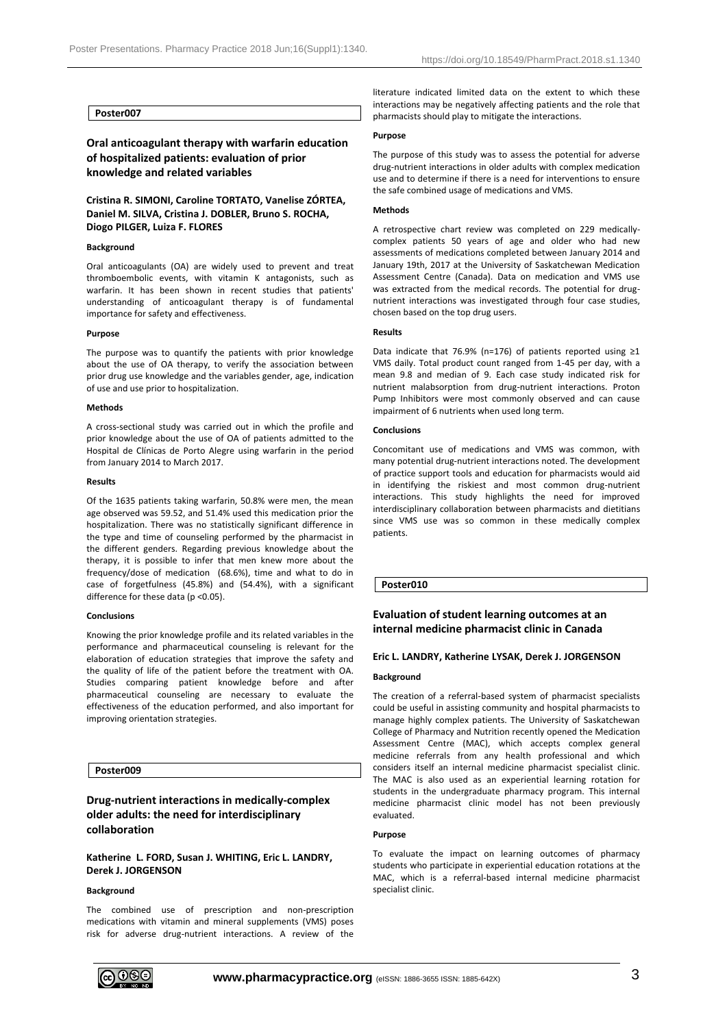**Poster007**

## Oral anticoagulant therapy with warfarin education of hospitalized patients: evaluation of prior knowledge and related variables

**Cristina R. SIMONI, Caroline TORTATO, Vanelise ZÓRTEA, Daniel M. SILVA, Cristina J. DOBLER, Bruno S. ROCHA, Diogo PILGER, Luiza F. FLORES**

#### Background

Oral anticoagulants (OA) are widely used to prevent and treat thromboembolic events, with vitamin K antagonists, such as warfarin. It has been shown in recent studies that patients' understanding of anticoagulant therapy is of fundamental importance for safety and effectiveness.

#### Purpose

The purpose was to quantify the patients with prior knowledge about the use of OA therapy, to verify the association between prior drug use knowledge and the variables gender, age, indication of use and use prior to hospitalization.

#### Methods

A cross-sectional study was carried out in which the profile and prior knowledge about the use of OA of patients admitted to the Hospital de Clínicas de Porto Alegre using warfarin in the period from January 2014 to March 2017.

#### Results

Of the 1635 patients taking warfarin, 50.8% were men, the mean age observed was 59.52, and 51.4% used this medication prior the hospitalization. There was no statistically significant difference in the type and time of counseling performed by the pharmacist in the different genders. Regarding previous knowledge about the therapy, it is possible to infer that men knew more about the frequency/dose of medication (68.6%), time and what to do in case of forgetfulness (45.8%) and (54.4%), with a significant difference for these data ($p < 0.05$).

#### Conclusions

Knowing the prior knowledge profile and its related variables in the performance and pharmaceutical counseling is relevant for the elaboration of education strategies that improve the safety and the quality of life of the patient before the treatment with OA. Studies comparing patient knowledge before and after pharmaceutical counseling are necessary to evaluate the effectiveness of the education performed, and also important for improving orientation strategies.

**Poster009**

## Drug-nutrient interactions in medically-complex older adults: the need for interdisciplinary collaboration

**Katherine L. FORD, Susan J. WHITING, Eric L. LANDRY, Derek J. JORGENSON**

#### Background

The combined use of prescription and non-prescription medications with vitamin and mineral supplements (VMS) poses risk for adverse drug-nutrient interactions. A review of the literature indicated limited data on the extent to which these interactions may be negatively affecting patients and the role that pharmacists should play to mitigate the interactions.

#### Purpose

The purpose of this study was to assess the potential for adverse drug-nutrient interactions in older adults with complex medication use and to determine if there is a need for interventions to ensure the safe combined usage of medications and VMS.

#### Methods

A retrospective chart review was completed on 229 medically-complex patients 50 years of age and older who had new assessments of medications completed between January 2014 and January 19th, 2017 at the University of Saskatchewan Medication Assessment Centre (Canada). Data on medication and VMS use was extracted from the medical records. The potential for drug-nutrient interactions was investigated through four case studies, chosen based on the top drug users.

#### Results

Data indicate that 76.9% (n=176) of patients reported using ≥1 VMS daily. Total product count ranged from 1-45 per day, with a mean 9.8 and median of 9. Each case study indicated risk for nutrient malabsorption from drug-nutrient interactions. Proton Pump Inhibitors were most commonly observed and can cause impairment of 6 nutrients when used long term.

#### Conclusions

Concomitant use of medications and VMS was common, with many potential drug-nutrient interactions noted. The development of practice support tools and education for pharmacists would aid in identifying the riskiest and most common drug-nutrient interactions. This study highlights the need for improved interdisciplinary collaboration between pharmacists and dietitians since VMS use was so common in these medically complex patients.

**Poster010**

## Evaluation of student learning outcomes at an internal medicine pharmacist clinic in Canada

**Eric L. LANDRY, Katherine LYSAK, Derek J. JORGENSON**

#### Background

The creation of a referral-based system of pharmacist specialists could be useful in assisting community and hospital pharmacists to manage highly complex patients. The University of Saskatchewan College of Pharmacy and Nutrition recently opened the Medication Assessment Centre (MAC), which accepts complex general medicine referrals from any health professional and which considers itself an internal medicine pharmacist specialist clinic. The MAC is also used as an experiential learning rotation for students in the undergraduate pharmacy program. This internal medicine pharmacist clinic model has not been previously evaluated.

#### Purpose

To evaluate the impact on learning outcomes of pharmacy students who participate in experiential education rotations at the MAC, which is a referral-based internal medicine pharmacist specialist clinic.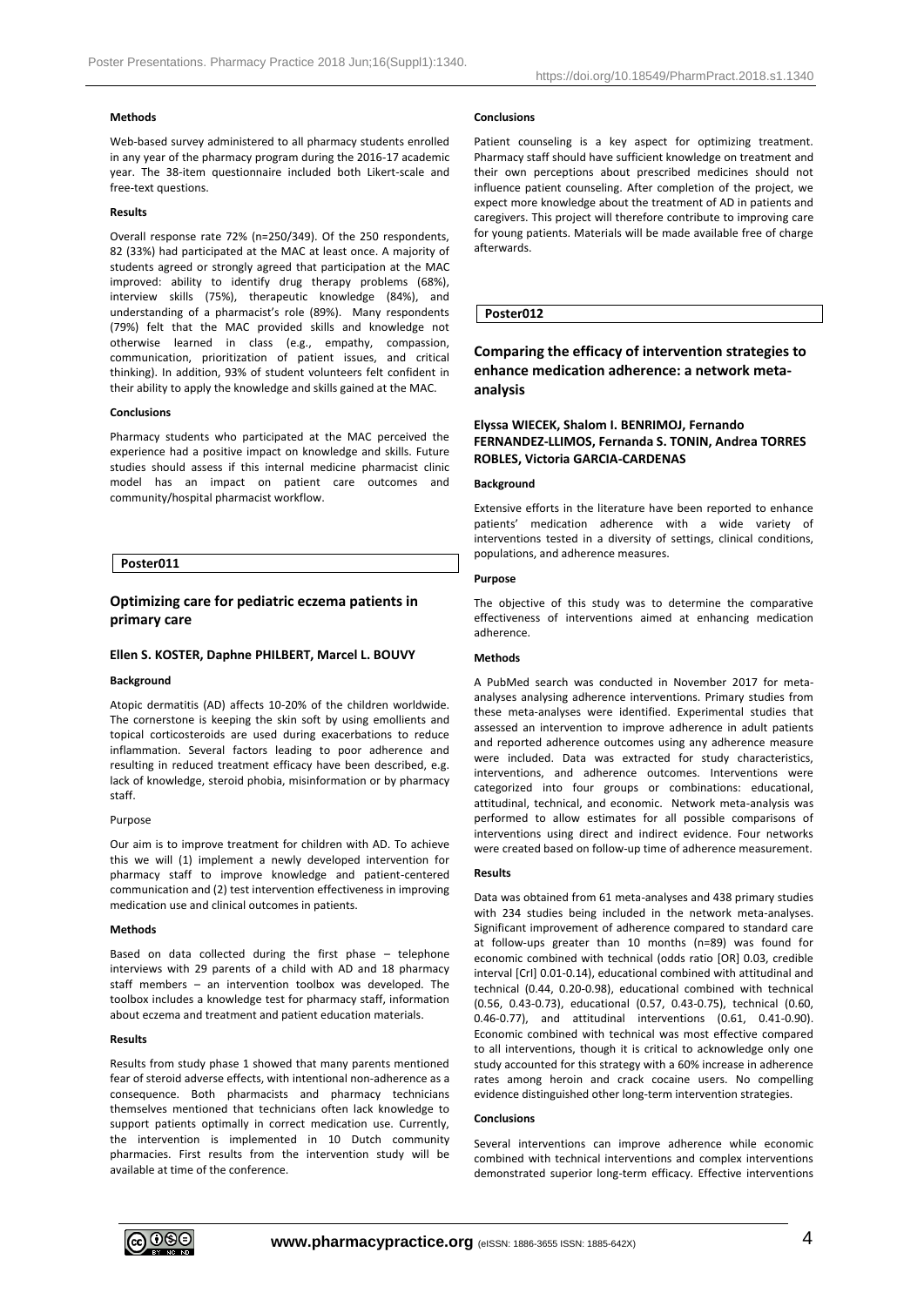#### Methods

Web-based survey administered to all pharmacy students enrolled in any year of the pharmacy program during the 2016-17 academic year. The 38-item questionnaire included both Likert-scale and free-text questions.

#### Results

Overall response rate 72% (n=250/349). Of the 250 respondents, 82 (33%) had participated at the MAC at least once. A majority of students agreed or strongly agreed that participation at the MAC improved: ability to identify drug therapy problems (68%), interview skills (75%), therapeutic knowledge (84%), and understanding of a pharmacist's role (89%). Many respondents (79%) felt that the MAC provided skills and knowledge not otherwise learned in class (e.g., empathy, compassion, communication, prioritization of patient issues, and critical thinking). In addition, 93% of student volunteers felt confident in their ability to apply the knowledge and skills gained at the MAC.

#### Conclusions

Pharmacy students who participated at the MAC perceived the experience had a positive impact on knowledge and skills. Future studies should assess if this internal medicine pharmacist clinic model has an impact on patient care outcomes and community/hospital pharmacist workflow.

## Poster011

### Optimizing care for pediatric eczema patients in primary care

**Ellen S. KOSTER, Daphne PHILBERT, Marcel L. BOUVY**

#### Background

Atopic dermatitis (AD) affects 10-20% of the children worldwide. The cornerstone is keeping the skin soft by using emollients and topical corticosteroids are used during exacerbations to reduce inflammation. Several factors leading to poor adherence and resulting in reduced treatment efficacy have been described, e.g. lack of knowledge, steroid phobia, misinformation or by pharmacy staff.

#### Purpose

Our aim is to improve treatment for children with AD. To achieve this we will (1) implement a newly developed intervention for pharmacy staff to improve knowledge and patient-centered communication and (2) test intervention effectiveness in improving medication use and clinical outcomes in patients.

#### Methods

Based on data collected during the first phase – telephone interviews with 29 parents of a child with AD and 18 pharmacy staff members – an intervention toolbox was developed. The toolbox includes a knowledge test for pharmacy staff, information about eczema and treatment and patient education materials.

#### Results

Results from study phase 1 showed that many parents mentioned fear of steroid adverse effects, with intentional non-adherence as a consequence. Both pharmacists and pharmacy technicians themselves mentioned that technicians often lack knowledge to support patients optimally in correct medication use. Currently, the intervention is implemented in 10 Dutch community pharmacies. First results from the intervention study will be available at time of the conference.

#### Conclusions

Patient counseling is a key aspect for optimizing treatment. Pharmacy staff should have sufficient knowledge on treatment and their own perceptions about prescribed medicines should not influence patient counseling. After completion of the project, we expect more knowledge about the treatment of AD in patients and caregivers. This project will therefore contribute to improving care for young patients. Materials will be made available free of charge afterwards.

## Poster012

### Comparing the efficacy of intervention strategies to enhance medication adherence: a network meta-analysis

**Elyssa WIECEK, Shalom I. BENRIMOJ, Fernando FERNANDEZ-LLIMOS, Fernanda S. TONIN, Andrea TORRES ROBLES, Victoria GARCIA-CARDENAS**

#### Background

Extensive efforts in the literature have been reported to enhance patients' medication adherence with a wide variety of interventions tested in a diversity of settings, clinical conditions, populations, and adherence measures.

#### Purpose

The objective of this study was to determine the comparative effectiveness of interventions aimed at enhancing medication adherence.

#### Methods

A PubMed search was conducted in November 2017 for meta-analyses analysing adherence interventions. Primary studies from these meta-analyses were identified. Experimental studies that assessed an intervention to improve adherence in adult patients and reported adherence outcomes using any adherence measure were included. Data was extracted for study characteristics, interventions, and adherence outcomes. Interventions were categorized into four groups or combinations: educational, attitudinal, technical, and economic. Network meta-analysis was performed to allow estimates for all possible comparisons of interventions using direct and indirect evidence. Four networks were created based on follow-up time of adherence measurement.

#### Results

Data was obtained from 61 meta-analyses and 438 primary studies with 234 studies being included in the network meta-analyses. Significant improvement of adherence compared to standard care at follow-ups greater than 10 months (n=89) was found for economic combined with technical (odds ratio [OR] 0.03, credible interval [CrI] 0.01-0.14), educational combined with attitudinal and technical (0.44, 0.20-0.98), educational combined with technical (0.56, 0.43-0.73), educational (0.57, 0.43-0.75), technical (0.60, 0.46-0.77), and attitudinal interventions (0.61, 0.41-0.90). Economic combined with technical was most effective compared to all interventions, though it is critical to acknowledge only one study accounted for this strategy with a 60% increase in adherence rates among heroin and crack cocaine users. No compelling evidence distinguished other long-term intervention strategies.

#### Conclusions

Several interventions can improve adherence while economic combined with technical interventions and complex interventions demonstrated superior long-term efficacy. Effective interventions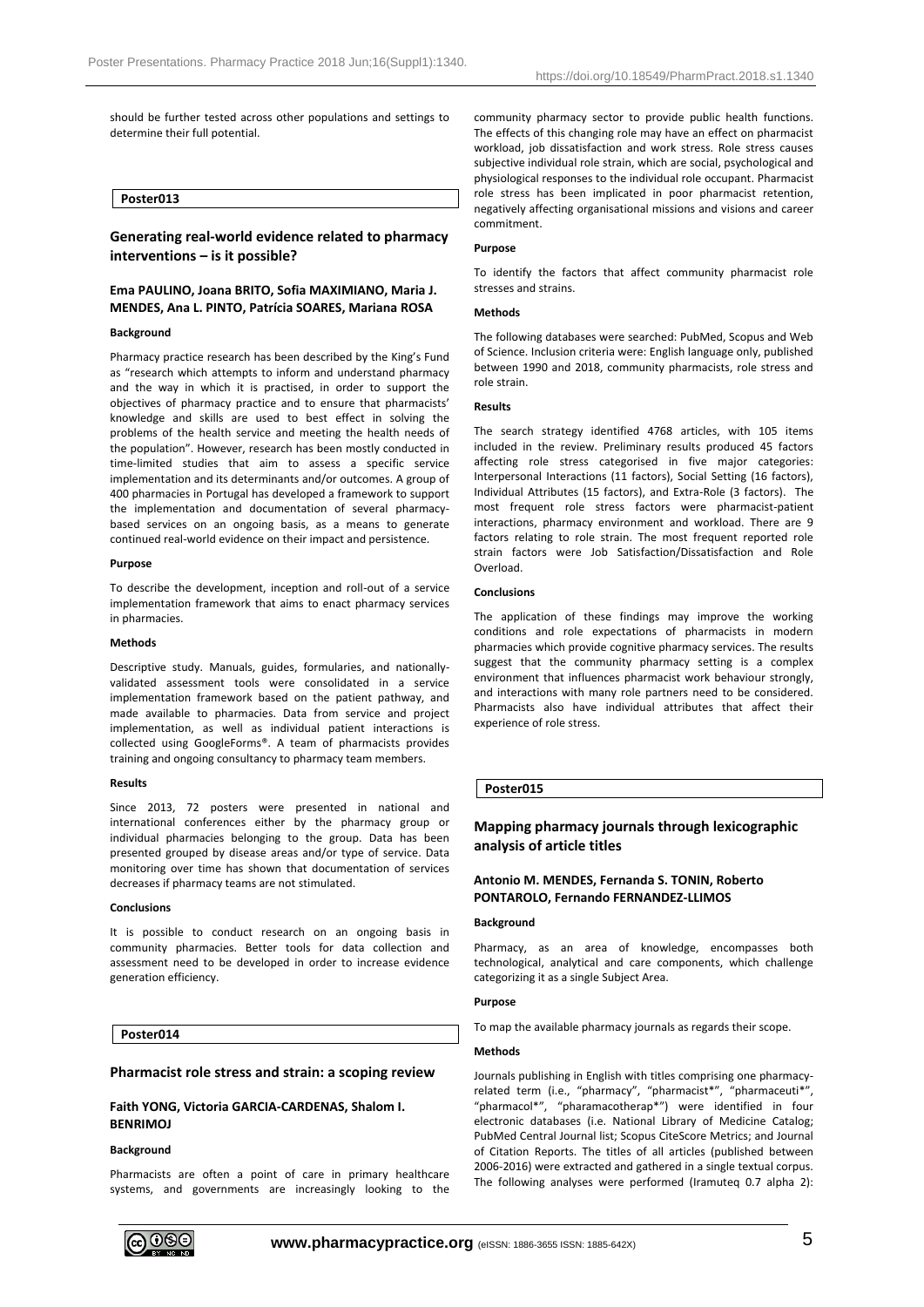should be further tested across other populations and settings to determine their full potential.

## Poster013

### Generating real-world evidence related to pharmacy interventions – is it possible?

**Ema PAULINO, Joana BRITO, Sofia MAXIMIANO, Maria J. MENDES, Ana L. PINTO, Patrícia SOARES, Mariana ROSA**

**Background**

Pharmacy practice research has been described by the King's Fund as "research which attempts to inform and understand pharmacy and the way in which it is practised, in order to support the objectives of pharmacy practice and to ensure that pharmacists' knowledge and skills are used to best effect in solving the problems of the health service and meeting the health needs of the population". However, research has been mostly conducted in time-limited studies that aim to assess a specific service implementation and its determinants and/or outcomes. A group of 400 pharmacies in Portugal has developed a framework to support the implementation and documentation of several pharmacy-based services on an ongoing basis, as a means to generate continued real-world evidence on their impact and persistence.

**Purpose**

To describe the development, inception and roll-out of a service implementation framework that aims to enact pharmacy services in pharmacies.

**Methods**

Descriptive study. Manuals, guides, formularies, and nationally-validated assessment tools were consolidated in a service implementation framework based on the patient pathway, and made available to pharmacies. Data from service and project implementation, as well as individual patient interactions is collected using GoogleForms®. A team of pharmacists provides training and ongoing consultancy to pharmacy team members.

**Results**

Since 2013, 72 posters were presented in national and international conferences either by the pharmacy group or individual pharmacies belonging to the group. Data has been presented grouped by disease areas and/or type of service. Data monitoring over time has shown that documentation of services decreases if pharmacy teams are not stimulated.

**Conclusions**

It is possible to conduct research on an ongoing basis in community pharmacies. Better tools for data collection and assessment need to be developed in order to increase evidence generation efficiency.

## Poster014

### Pharmacist role stress and strain: a scoping review

**Faith YONG, Victoria GARCIA-CARDENAS, Shalom I. BENRIMOJ**

**Background**

Pharmacists are often a point of care in primary healthcare systems, and governments are increasingly looking to the community pharmacy sector to provide public health functions. The effects of this changing role may have an effect on pharmacist workload, job dissatisfaction and work stress. Role stress causes subjective individual role strain, which are social, psychological and physiological responses to the individual role occupant. Pharmacist role stress has been implicated in poor pharmacist retention, negatively affecting organisational missions and visions and career commitment.

**Purpose**

To identify the factors that affect community pharmacist role stresses and strains.

**Methods**

The following databases were searched: PubMed, Scopus and Web of Science. Inclusion criteria were: English language only, published between 1990 and 2018, community pharmacists, role stress and role strain.

**Results**

The search strategy identified 4768 articles, with 105 items included in the review. Preliminary results produced 45 factors affecting role stress categorised in five major categories: Interpersonal Interactions (11 factors), Social Setting (16 factors), Individual Attributes (15 factors), and Extra-Role (3 factors). The most frequent role stress factors were pharmacist-patient interactions, pharmacy environment and workload. There are 9 factors relating to role strain. The most frequent reported role strain factors were Job Satisfaction/Dissatisfaction and Role Overload.

**Conclusions**

The application of these findings may improve the working conditions and role expectations of pharmacists in modern pharmacies which provide cognitive pharmacy services. The results suggest that the community pharmacy setting is a complex environment that influences pharmacist work behaviour strongly, and interactions with many role partners need to be considered. Pharmacists also have individual attributes that affect their experience of role stress.

## Poster015

### Mapping pharmacy journals through lexicographic analysis of article titles

**Antonio M. MENDES, Fernanda S. TONIN, Roberto PONTAROLO, Fernando FERNANDEZ-LLIMOS**

**Background**

Pharmacy, as an area of knowledge, encompasses both technological, analytical and care components, which challenge categorizing it as a single Subject Area.

**Purpose**

To map the available pharmacy journals as regards their scope.

**Methods**

Journals publishing in English with titles comprising one pharmacy-related term (i.e., "pharmacy", "pharmacist*", "pharmaceuti*", "pharmacol*", "pharamacotherap*") were identified in four electronic databases (i.e. National Library of Medicine Catalog; PubMed Central Journal list; Scopus CiteScore Metrics; and Journal of Citation Reports. The titles of all articles (published between 2006-2016) were extracted and gathered in a single textual corpus. The following analyses were performed (Iramuteq 0.7 alpha 2):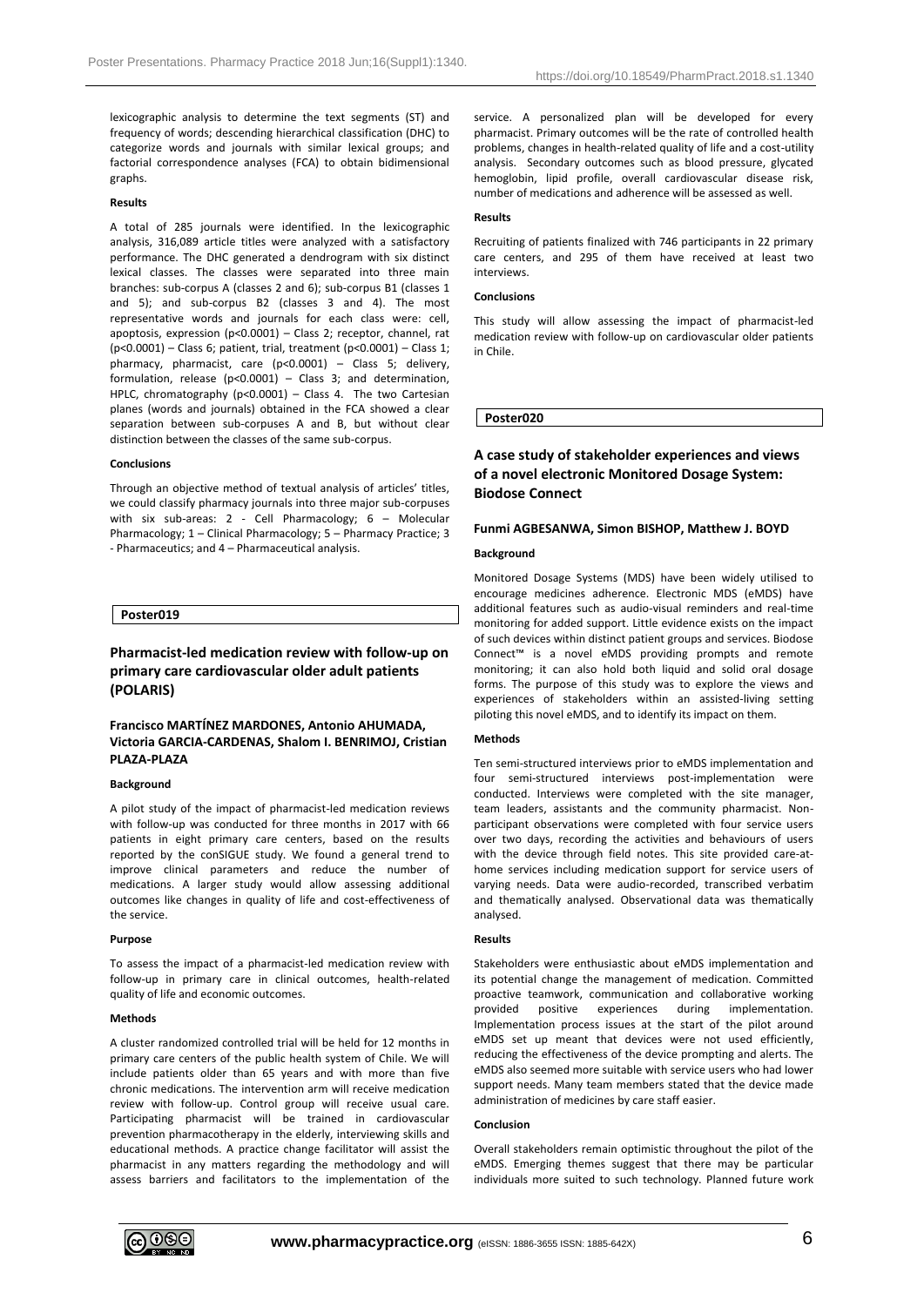lexicographic analysis to determine the text segments (ST) and frequency of words; descending hierarchical classification (DHC) to categorize words and journals with similar lexical groups; and factorial correspondence analyses (FCA) to obtain bidimensional graphs.

#### Results

A total of 285 journals were identified. In the lexicographic analysis, 316,089 article titles were analyzed with a satisfactory performance. The DHC generated a dendrogram with six distinct lexical classes. The classes were separated into three main branches: sub-corpus A (classes 2 and 6); sub-corpus B1 (classes 1 and 5); and sub-corpus B2 (classes 3 and 4). The most representative words and journals for each class were: cell, apoptosis, expression ($p<0.0001$) – Class 2; receptor, channel, rat ($p<0.0001$) – Class 6; patient, trial, treatment ($p<0.0001$) – Class 1; pharmacy, pharmacist, care ($p<0.0001$) – Class 5; delivery, formulation, release ($p<0.0001$) – Class 3; and determination, HPLC, chromatography ($p<0.0001$) – Class 4. The two Cartesian planes (words and journals) obtained in the FCA showed a clear separation between sub-corpuses A and B, but without clear distinction between the classes of the same sub-corpus.

#### Conclusions

Through an objective method of textual analysis of articles' titles, we could classify pharmacy journals into three major sub-corpuses with six sub-areas: 2 - Cell Pharmacology; 6 – Molecular Pharmacology; 1 – Clinical Pharmacology; 5 – Pharmacy Practice; 3 - Pharmaceutics; and 4 – Pharmaceutical analysis.

**Poster019**

## Pharmacist-led medication review with follow-up on primary care cardiovascular older adult patients (POLARIS)

### Francisco MARTÍNEZ MARDONES, Antonio AHUMADA, Victoria GARCIA-CARDENAS, Shalom I. BENRIMOJ, Cristian PLAZA-PLAZA

#### Background

A pilot study of the impact of pharmacist-led medication reviews with follow-up was conducted for three months in 2017 with 66 patients in eight primary care centers, based on the results reported by the conSIGUE study. We found a general trend to improve clinical parameters and reduce the number of medications. A larger study would allow assessing additional outcomes like changes in quality of life and cost-effectiveness of the service.

#### Purpose

To assess the impact of a pharmacist-led medication review with follow-up in primary care in clinical outcomes, health-related quality of life and economic outcomes.

#### Methods

A cluster randomized controlled trial will be held for 12 months in primary care centers of the public health system of Chile. We will include patients older than 65 years and with more than five chronic medications. The intervention arm will receive medication review with follow-up. Control group will receive usual care. Participating pharmacist will be trained in cardiovascular prevention pharmacotherapy in the elderly, interviewing skills and educational methods. A practice change facilitator will assist the pharmacist in any matters regarding the methodology and will assess barriers and facilitators to the implementation of the service. A personalized plan will be developed for every pharmacist. Primary outcomes will be the rate of controlled health problems, changes in health-related quality of life and a cost-utility analysis. Secondary outcomes such as blood pressure, glycated hemoglobin, lipid profile, overall cardiovascular disease risk, number of medications and adherence will be assessed as well.

#### Results

Recruiting of patients finalized with 746 participants in 22 primary care centers, and 295 of them have received at least two interviews.

#### Conclusions

This study will allow assessing the impact of pharmacist-led medication review with follow-up on cardiovascular older patients in Chile.

**Poster020**

## A case study of stakeholder experiences and views of a novel electronic Monitored Dosage System: Biodose Connect

### Funmi AGBESANWA, Simon BISHOP, Matthew J. BOYD

#### Background

Monitored Dosage Systems (MDS) have been widely utilised to encourage medicines adherence. Electronic MDS (eMDS) have additional features such as audio-visual reminders and real-time monitoring for added support. Little evidence exists on the impact of such devices within distinct patient groups and services. Biodose Connect™ is a novel eMDS providing prompts and remote monitoring; it can also hold both liquid and solid oral dosage forms. The purpose of this study was to explore the views and experiences of stakeholders within an assisted-living setting piloting this novel eMDS, and to identify its impact on them.

#### Methods

Ten semi-structured interviews prior to eMDS implementation and four semi-structured interviews post-implementation were conducted. Interviews were completed with the site manager, team leaders, assistants and the community pharmacist. Non-participant observations were completed with four service users over two days, recording the activities and behaviours of users with the device through field notes. This site provided care-at-home services including medication support for service users of varying needs. Data were audio-recorded, transcribed verbatim and thematically analysed. Observational data was thematically analysed.

#### Results

Stakeholders were enthusiastic about eMDS implementation and its potential change the management of medication. Committed proactive teamwork, communication and collaborative working provided positive experiences during implementation. Implementation process issues at the start of the pilot around eMDS set up meant that devices were not used efficiently, reducing the effectiveness of the device prompting and alerts. The eMDS also seemed more suitable with service users who had lower support needs. Many team members stated that the device made administration of medicines by care staff easier.

#### Conclusion

Overall stakeholders remain optimistic throughout the pilot of the eMDS. Emerging themes suggest that there may be particular individuals more suited to such technology. Planned future work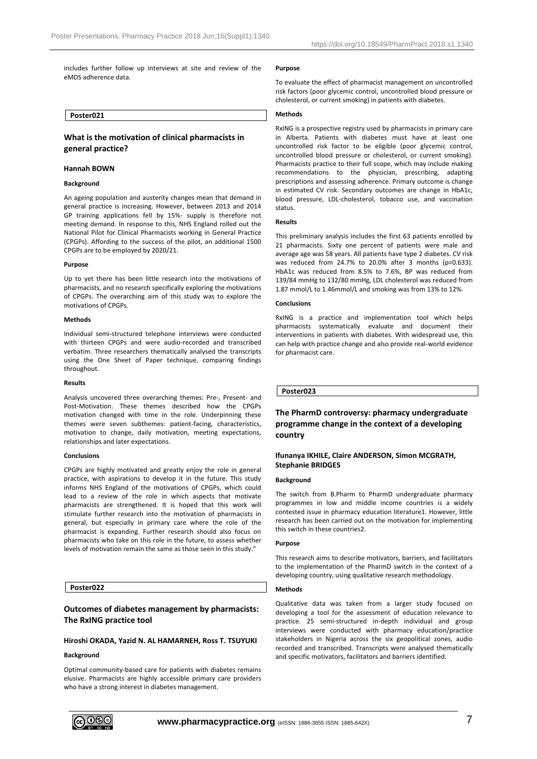includes further follow up interviews at site and review of the eMDS adherence data.

**Poster021**

## What is the motivation of clinical pharmacists in general practice?

**Hannah BOWN**

#### Background

An ageing population and austerity changes mean that demand in general practice is increasing. However, between 2013 and 2014 GP training applications fell by 15%- supply is therefore not meeting demand. In response to this, NHS England rolled out the National Pilot for Clinical Pharmacists working in General Practice (CPGPs). Affording to the success of the pilot, an additional 1500 CPGPs are to be employed by 2020/21.

#### Purpose

Up to yet there has been little research into the motivations of pharmacists, and no research specifically exploring the motivations of CPGPs. The overarching aim of this study was to explore the motivations of CPGPs.

#### Methods

Individual semi-structured telephone interviews were conducted with thirteen CPGPs and were audio-recorded and transcribed verbatim. Three researchers thematically analysed the transcripts using the One Sheet of Paper technique, comparing findings throughout.

#### Results

Analysis uncovered three overarching themes: Pre-, Present- and Post-Motivation. These themes described how the CPGPs motivation changed with time in the role. Underpinning these themes were seven subthemes: patient-facing, characteristics, motivation to change, daily motivation, meeting expectations, relationships and later expectations.

#### Conclusions

CPGPs are highly motivated and greatly enjoy the role in general practice, with aspirations to develop it in the future. This study informs NHS England of the motivations of CPGPs, which could lead to a review of the role in which aspects that motivate pharmacists are strengthened. It is hoped that this work will stimulate further research into the motivation of pharmacists in general, but especially in primary care where the role of the pharmacist is expanding. Further research should also focus on pharmacists who take on this role in the future, to assess whether levels of motivation remain the same as those seen in this study."

**Poster022**

## Outcomes of diabetes management by pharmacists: The RxING practice tool

**Hiroshi OKADA, Yazid N. AL HAMARNEH, Ross T. TSUYUKI**

#### Background

Optimal community-based care for patients with diabetes remains elusive. Pharmacists are highly accessible primary care providers who have a strong interest in diabetes management.

#### Purpose

To evaluate the effect of pharmacist management on uncontrolled risk factors (poor glycemic control, uncontrolled blood pressure or cholesterol, or current smoking) in patients with diabetes.

#### Methods

RxING is a prospective registry used by pharmacists in primary care in Alberta. Patients with diabetes must have at least one uncontrolled risk factor to be eligible (poor glycemic control, uncontrolled blood pressure or cholesterol, or current smoking). Pharmacists practice to their full scope, which may include making recommendations to the physician, prescribing, adapting prescriptions and assessing adherence. Primary outcome is change in estimated CV risk. Secondary outcomes are change in HbA1c, blood pressure, LDL-cholesterol, tobacco use, and vaccination status.

#### Results

This preliminary analysis includes the first 63 patients enrolled by 21 pharmacists. Sixty one percent of patients were male and average age was 58 years. All patients have type 2 diabetes. CV risk was reduced from 24.7% to 20.0% after 3 months ($p=0.633$). HbA1c was reduced from 8.5% to 7.6%, BP was reduced from 139/84 mmHg to 132/80 mmHg, LDL cholesterol was reduced from 1.87 mmol/L to 1.46mmol/L and smoking was from 13% to 12%.

#### Conclusions

RxING is a practice and implementation tool which helps pharmacists systematically evaluate and document their interventions in patients with diabetes. With widespread use, this can help with practice change and also provide real-world evidence for pharmacist care.

**Poster023**

## The PharmD controversy: pharmacy undergraduate programme change in the context of a developing country

**Ifunanya IKHILE, Claire ANDERSON, Simon MCGRATH, Stephanie BRIDGES**

#### Background

The switch from B.Pharm to PharmD undergraduate pharmacy programmes in low and middle income countries is a widely contested issue in pharmacy education literature1. However, little research has been carried out on the motivation for implementing this switch in these countries2.

#### Purpose

This research aims to describe motivators, barriers, and facilitators to the implementation of the PharmD switch in the context of a developing country, using qualitative research methodology.

#### Methods

Qualitative data was taken from a larger study focused on developing a tool for the assessment of education relevance to practice. 25 semi-structured in-depth individual and group interviews were conducted with pharmacy education/practice stakeholders in Nigeria across the six geopolitical zones, audio recorded and transcribed. Transcripts were analysed thematically and specific motivators, facilitators and barriers identified.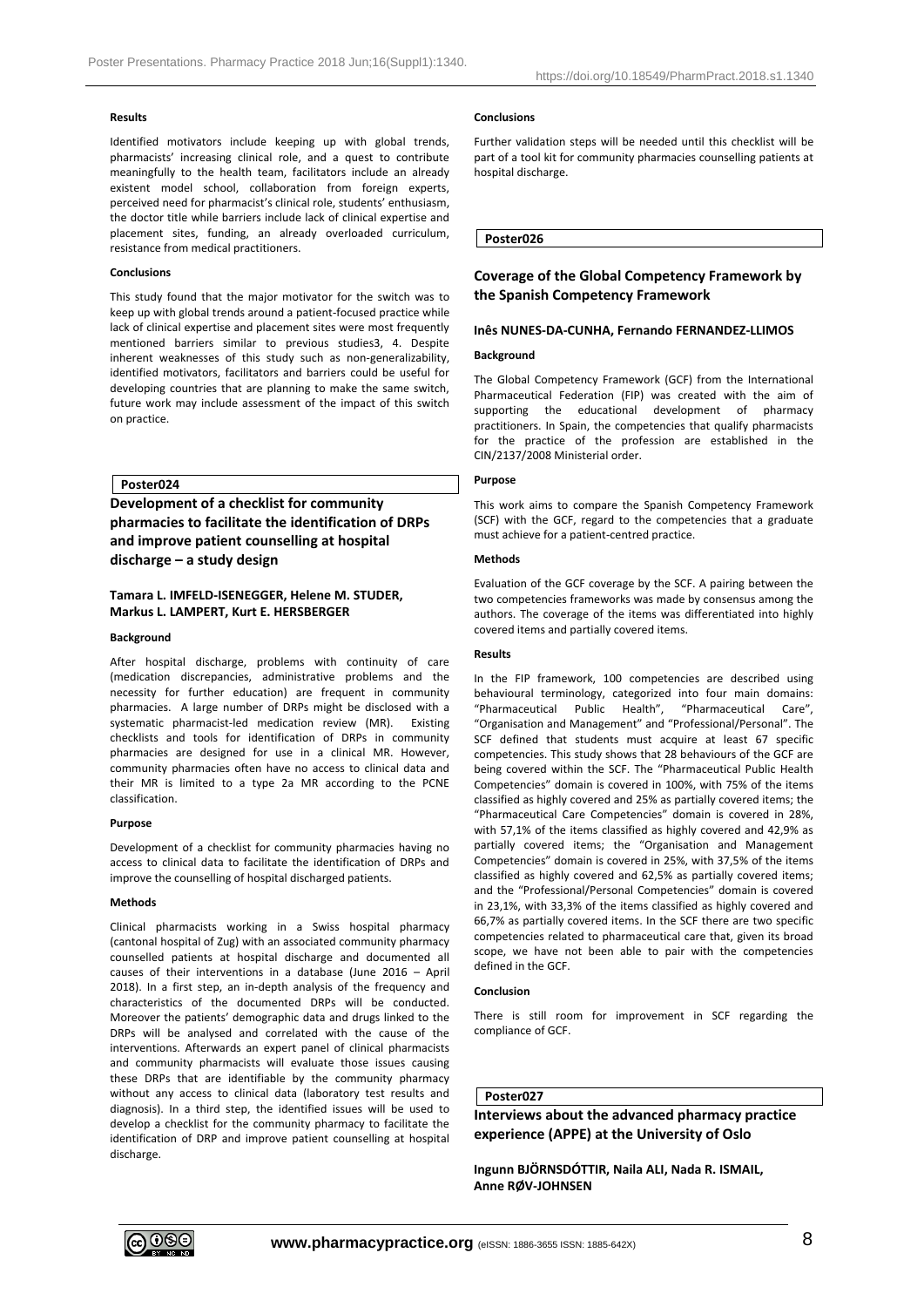#### Results

Identified motivators include keeping up with global trends, pharmacists' increasing clinical role, and a quest to contribute meaningfully to the health team, facilitators include an already existent model school, collaboration from foreign experts, perceived need for pharmacist's clinical role, students' enthusiasm, the doctor title while barriers include lack of clinical expertise and placement sites, funding, an already overloaded curriculum, resistance from medical practitioners.

#### Conclusions

This study found that the major motivator for the switch was to keep up with global trends around a patient-focused practice while lack of clinical expertise and placement sites were most frequently mentioned barriers similar to previous studies3, 4. Despite inherent weaknesses of this study such as non-generalizability, identified motivators, facilitators and barriers could be useful for developing countries that are planning to make the same switch, future work may include assessment of the impact of this switch on practice.

**Poster024**

## Development of a checklist for community pharmacies to facilitate the identification of DRPs and improve patient counselling at hospital discharge – a study design

**Tamara L. IMFELD-ISENEGGER, Helene M. STUDER, Markus L. LAMPERT, Kurt E. HERSBERGER**

#### Background

After hospital discharge, problems with continuity of care (medication discrepancies, administrative problems and the necessity for further education) are frequent in community pharmacies. A large number of DRPs might be disclosed with a systematic pharmacist-led medication review (MR). Existing checklists and tools for identification of DRPs in community pharmacies are designed for use in a clinical MR. However, community pharmacies often have no access to clinical data and their MR is limited to a type 2a MR according to the PCNE classification.

#### Purpose

Development of a checklist for community pharmacies having no access to clinical data to facilitate the identification of DRPs and improve the counselling of hospital discharged patients.

#### Methods

Clinical pharmacists working in a Swiss hospital pharmacy (cantonal hospital of Zug) with an associated community pharmacy counselled patients at hospital discharge and documented all causes of their interventions in a database (June 2016 – April 2018). In a first step, an in-depth analysis of the frequency and characteristics of the documented DRPs will be conducted. Moreover the patients' demographic data and drugs linked to the DRPs will be analysed and correlated with the cause of the interventions. Afterwards an expert panel of clinical pharmacists and community pharmacists will evaluate those issues causing these DRPs that are identifiable by the community pharmacy without any access to clinical data (laboratory test results and diagnosis). In a third step, the identified issues will be used to develop a checklist for the community pharmacy to facilitate the identification of DRP and improve patient counselling at hospital discharge.

#### Conclusions

Further validation steps will be needed until this checklist will be part of a tool kit for community pharmacies counselling patients at hospital discharge.

**Poster026**

## Coverage of the Global Competency Framework by the Spanish Competency Framework

**Inês NUNES-DA-CUNHA, Fernando FERNANDEZ-LLIMOS**

#### Background

The Global Competency Framework (GCF) from the International Pharmaceutical Federation (FIP) was created with the aim of supporting the educational development of pharmacy practitioners. In Spain, the competencies that qualify pharmacists for the practice of the profession are established in the CIN/2137/2008 Ministerial order.

#### Purpose

This work aims to compare the Spanish Competency Framework (SCF) with the GCF, regard to the competencies that a graduate must achieve for a patient-centred practice.

#### Methods

Evaluation of the GCF coverage by the SCF. A pairing between the two competencies frameworks was made by consensus among the authors. The coverage of the items was differentiated into highly covered items and partially covered items.

#### Results

In the FIP framework, 100 competencies are described using behavioural terminology, categorized into four main domains: "Pharmaceutical Public Health", "Pharmaceutical Care", "Organisation and Management" and "Professional/Personal". The SCF defined that students must acquire at least 67 specific competencies. This study shows that 28 behaviours of the GCF are being covered within the SCF. The "Pharmaceutical Public Health Competencies" domain is covered in 100%, with 75% of the items classified as highly covered and 25% as partially covered items; the "Pharmaceutical Care Competencies" domain is covered in 28%, with 57,1% of the items classified as highly covered and 42,9% as partially covered items; the "Organisation and Management Competencies" domain is covered in 25%, with 37,5% of the items classified as highly covered and 62,5% as partially covered items; and the "Professional/Personal Competencies" domain is covered in 23,1%, with 33,3% of the items classified as highly covered and 66,7% as partially covered items. In the SCF there are two specific competencies related to pharmaceutical care that, given its broad scope, we have not been able to pair with the competencies defined in the GCF.

#### Conclusion

There is still room for improvement in SCF regarding the compliance of GCF.

**Poster027**

## Interviews about the advanced pharmacy practice experience (APPE) at the University of Oslo

**Ingunn BJÖRNSDÓTTIR, Naila ALI, Nada R. ISMAIL, Anne RØV-JOHNSEN**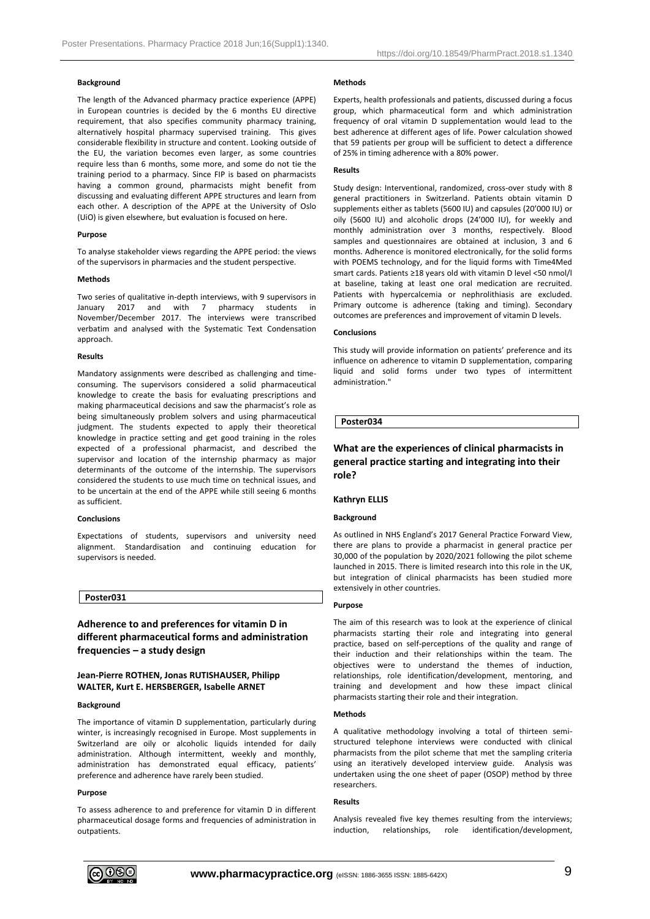**Background**

The length of the Advanced pharmacy practice experience (APPE) in European countries is decided by the 6 months EU directive requirement, that also specifies community pharmacy training, alternatively hospital pharmacy supervised training. This gives considerable flexibility in structure and content. Looking outside of the EU, the variation becomes even larger, as some countries require less than 6 months, some more, and some do not tie the training period to a pharmacy. Since FIP is based on pharmacists having a common ground, pharmacists might benefit from discussing and evaluating different APPE structures and learn from each other. A description of the APPE at the University of Oslo (UiO) is given elsewhere, but evaluation is focused on here.

**Purpose**

To analyse stakeholder views regarding the APPE period: the views of the supervisors in pharmacies and the student perspective.

**Methods**

Two series of qualitative in-depth interviews, with 9 supervisors in January 2017 and with 7 pharmacy students in November/December 2017. The interviews were transcribed verbatim and analysed with the Systematic Text Condensation approach.

**Results**

Mandatory assignments were described as challenging and time-consuming. The supervisors considered a solid pharmaceutical knowledge to create the basis for evaluating prescriptions and making pharmaceutical decisions and saw the pharmacist's role as being simultaneously problem solvers and using pharmaceutical judgment. The students expected to apply their theoretical knowledge in practice setting and get good training in the roles expected of a professional pharmacist, and described the supervisor and location of the internship pharmacy as major determinants of the outcome of the internship. The supervisors considered the students to use much time on technical issues, and to be uncertain at the end of the APPE while still seeing 6 months as sufficient.

**Conclusions**

Expectations of students, supervisors and university need alignment. Standardisation and continuing education for supervisors is needed.

**Poster031**

## Adherence to and preferences for vitamin D in different pharmaceutical forms and administration frequencies – a study design

**Jean-Pierre ROTHEN, Jonas RUTISHAUSER, Philipp WALTER, Kurt E. HERSBERGER, Isabelle ARNET**

**Background**

The importance of vitamin D supplementation, particularly during winter, is increasingly recognised in Europe. Most supplements in Switzerland are oily or alcoholic liquids intended for daily administration. Although intermittent, weekly and monthly, administration has demonstrated equal efficacy, patients' preference and adherence have rarely been studied.

**Purpose**

To assess adherence to and preference for vitamin D in different pharmaceutical dosage forms and frequencies of administration in outpatients.

**Methods**

Experts, health professionals and patients, discussed during a focus group, which pharmaceutical form and which administration frequency of oral vitamin D supplementation would lead to the best adherence at different ages of life. Power calculation showed that 59 patients per group will be sufficient to detect a difference of 25% in timing adherence with a 80% power.

**Results**

Study design: Interventional, randomized, cross-over study with 8 general practitioners in Switzerland. Patients obtain vitamin D supplements either as tablets (5600 IU) and capsules (20'000 IU) or oily (5600 IU) and alcoholic drops (24'000 IU), for weekly and monthly administration over 3 months, respectively. Blood samples and questionnaires are obtained at inclusion, 3 and 6 months. Adherence is monitored electronically, for the solid forms with POEMS technology, and for the liquid forms with Time4Med smart cards. Patients ≥18 years old with vitamin D level <50 nmol/l at baseline, taking at least one oral medication are recruited. Patients with hypercalcemia or nephrolithiasis are excluded. Primary outcome is adherence (taking and timing). Secondary outcomes are preferences and improvement of vitamin D levels.

**Conclusions**

This study will provide information on patients' preference and its influence on adherence to vitamin D supplementation, comparing liquid and solid forms under two types of intermittent administration."

**Poster034**

## What are the experiences of clinical pharmacists in general practice starting and integrating into their role?

**Kathryn ELLIS**

**Background**

As outlined in NHS England's 2017 General Practice Forward View, there are plans to provide a pharmacist in general practice per 30,000 of the population by 2020/2021 following the pilot scheme launched in 2015. There is limited research into this role in the UK, but integration of clinical pharmacists has been studied more extensively in other countries.

**Purpose**

The aim of this research was to look at the experience of clinical pharmacists starting their role and integrating into general practice, based on self-perceptions of the quality and range of their induction and their relationships within the team. The objectives were to understand the themes of induction, relationships, role identification/development, mentoring, and training and development and how these impact clinical pharmacists starting their role and their integration.

**Methods**

A qualitative methodology involving a total of thirteen semi-structured telephone interviews were conducted with clinical pharmacists from the pilot scheme that met the sampling criteria using an iteratively developed interview guide. Analysis was undertaken using the one sheet of paper (OSOP) method by three researchers.

**Results**

Analysis revealed five key themes resulting from the interviews; induction, relationships, role identification/development,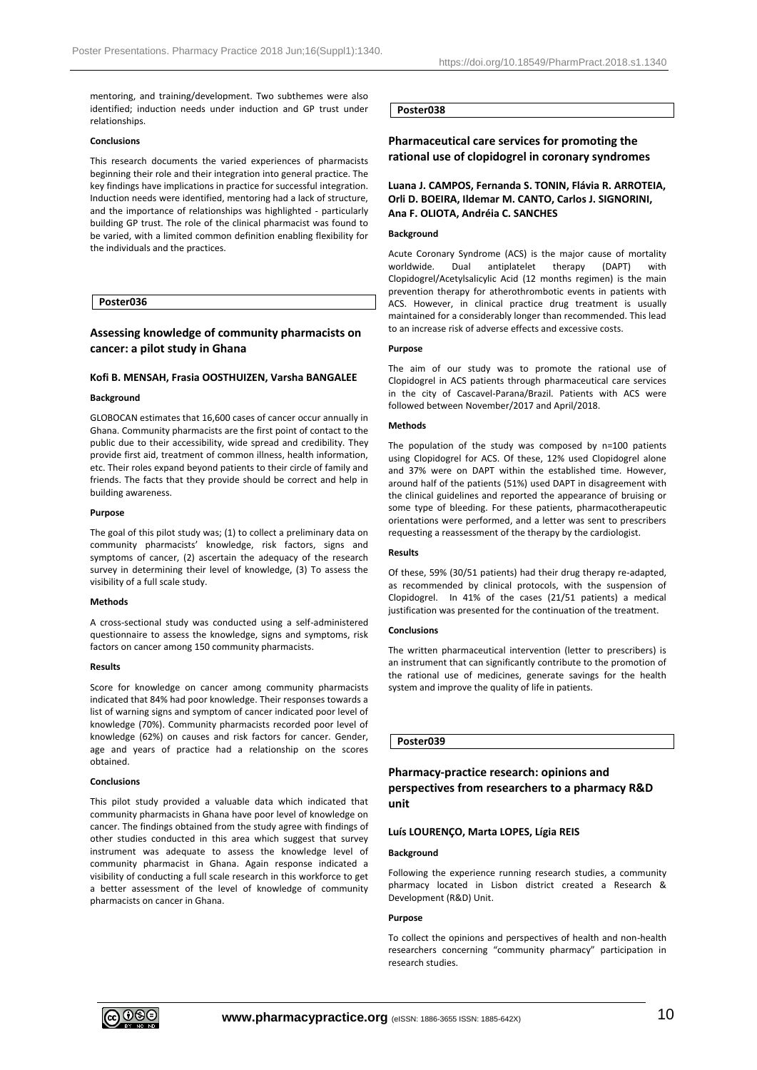mentoring, and training/development. Two subthemes were also identified; induction needs under induction and GP trust under relationships.

#### Conclusions

This research documents the varied experiences of pharmacists beginning their role and their integration into general practice. The key findings have implications in practice for successful integration. Induction needs were identified, mentoring had a lack of structure, and the importance of relationships was highlighted - particularly building GP trust. The role of the clinical pharmacist was found to be varied, with a limited common definition enabling flexibility for the individuals and the practices.

## Poster036

### Assessing knowledge of community pharmacists on cancer: a pilot study in Ghana

**Kofi B. MENSAH, Frasia OOSTHUIZEN, Varsha BANGALEE**

#### Background

GLOBOCAN estimates that 16,600 cases of cancer occur annually in Ghana. Community pharmacists are the first point of contact to the public due to their accessibility, wide spread and credibility. They provide first aid, treatment of common illness, health information, etc. Their roles expand beyond patients to their circle of family and friends. The facts that they provide should be correct and help in building awareness.

#### Purpose

The goal of this pilot study was; (1) to collect a preliminary data on community pharmacists' knowledge, risk factors, signs and symptoms of cancer, (2) ascertain the adequacy of the research survey in determining their level of knowledge, (3) To assess the visibility of a full scale study.

#### Methods

A cross-sectional study was conducted using a self-administered questionnaire to assess the knowledge, signs and symptoms, risk factors on cancer among 150 community pharmacists.

#### Results

Score for knowledge on cancer among community pharmacists indicated that 84% had poor knowledge. Their responses towards a list of warning signs and symptom of cancer indicated poor level of knowledge (70%). Community pharmacists recorded poor level of knowledge (62%) on causes and risk factors for cancer. Gender, age and years of practice had a relationship on the scores obtained.

#### Conclusions

This pilot study provided a valuable data which indicated that community pharmacists in Ghana have poor level of knowledge on cancer. The findings obtained from the study agree with findings of other studies conducted in this area which suggest that survey instrument was adequate to assess the knowledge level of community pharmacist in Ghana. Again response indicated a visibility of conducting a full scale research in this workforce to get a better assessment of the level of knowledge of community pharmacists on cancer in Ghana.

## Poster038

### Pharmaceutical care services for promoting the rational use of clopidogrel in coronary syndromes

**Luana J. CAMPOS, Fernanda S. TONIN, Flávia R. ARROTEIA, Orli D. BOEIRA, Ildemar M. CANTO, Carlos J. SIGNORINI, Ana F. OLIOTA, Andréia C. SANCHES**

#### Background

Acute Coronary Syndrome (ACS) is the major cause of mortality worldwide. Dual antiplatelet therapy (DAPT) with Clopidogrel/Acetylsalicylic Acid (12 months regimen) is the main prevention therapy for atherothrombotic events in patients with ACS. However, in clinical practice drug treatment is usually maintained for a considerably longer than recommended. This lead to an increase risk of adverse effects and excessive costs.

#### Purpose

The aim of our study was to promote the rational use of Clopidogrel in ACS patients through pharmaceutical care services in the city of Cascavel-Parana/Brazil. Patients with ACS were followed between November/2017 and April/2018.

#### Methods

The population of the study was composed by n=100 patients using Clopidogrel for ACS. Of these, 12% used Clopidogrel alone and 37% were on DAPT within the established time. However, around half of the patients (51%) used DAPT in disagreement with the clinical guidelines and reported the appearance of bruising or some type of bleeding. For these patients, pharmacotherapeutic orientations were performed, and a letter was sent to prescribers requesting a reassessment of the therapy by the cardiologist.

#### Results

Of these, 59% (30/51 patients) had their drug therapy re-adapted, as recommended by clinical protocols, with the suspension of Clopidogrel. In 41% of the cases (21/51 patients) a medical justification was presented for the continuation of the treatment.

#### Conclusions

The written pharmaceutical intervention (letter to prescribers) is an instrument that can significantly contribute to the promotion of the rational use of medicines, generate savings for the health system and improve the quality of life in patients.

## Poster039

### Pharmacy-practice research: opinions and perspectives from researchers to a pharmacy R&D unit

**Luís LOURENÇO, Marta LOPES, Lígia REIS**

#### Background

Following the experience running research studies, a community pharmacy located in Lisbon district created a Research & Development (R&D) Unit.

#### Purpose

To collect the opinions and perspectives of health and non-health researchers concerning "community pharmacy" participation in research studies.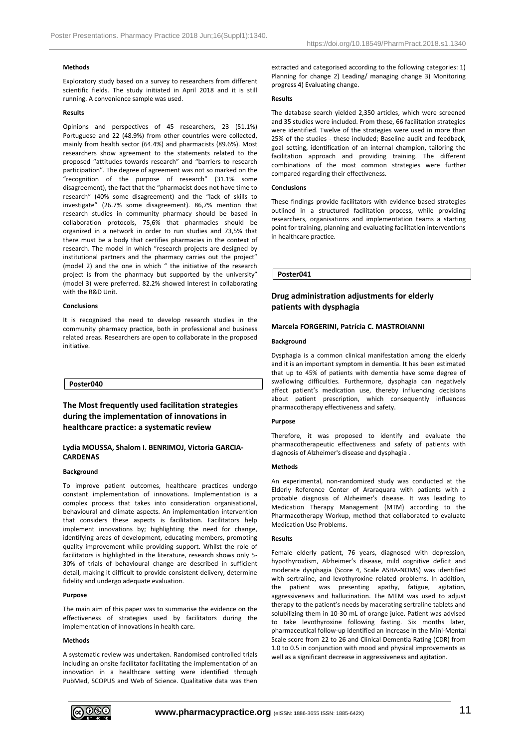#### Methods

Exploratory study based on a survey to researchers from different scientific fields. The study initiated in April 2018 and it is still running. A convenience sample was used.

#### Results

Opinions and perspectives of 45 researchers, 23 (51.1%) Portuguese and 22 (48.9%) from other countries were collected, mainly from health sector (64.4%) and pharmacists (89.6%). Most researchers show agreement to the statements related to the proposed "attitudes towards research" and "barriers to research participation". The degree of agreement was not so marked on the "recognition of the purpose of research" (31.1% some disagreement), the fact that the "pharmacist does not have time to research" (40% some disagreement) and the "lack of skills to investigate" (26.7% some disagreement). 86,7% mention that research studies in community pharmacy should be based in collaboration protocols, 75,6% that pharmacies should be organized in a network in order to run studies and 73,5% that there must be a body that certifies pharmacies in the context of research. The model in which "research projects are designed by institutional partners and the pharmacy carries out the project" (model 2) and the one in which " the initiative of the research project is from the pharmacy but supported by the university" (model 3) were preferred. 82.2% showed interest in collaborating with the R&D Unit.

#### Conclusions

It is recognized the need to develop research studies in the community pharmacy practice, both in professional and business related areas. Researchers are open to collaborate in the proposed initiative.

### Poster040

## The Most frequently used facilitation strategies during the implementation of innovations in healthcare practice: a systematic review

**Lydia MOUSSA, Shalom I. BENRIMOJ, Victoria GARCIA-CARDENAS**

#### Background

To improve patient outcomes, healthcare practices undergo constant implementation of innovations. Implementation is a complex process that takes into consideration organisational, behavioural and climate aspects. An implementation intervention that considers these aspects is facilitation. Facilitators help implement innovations by; highlighting the need for change, identifying areas of development, educating members, promoting quality improvement while providing support. Whilst the role of facilitators is highlighted in the literature, research shows only 5-30% of trials of behavioural change are described in sufficient detail, making it difficult to provide consistent delivery, determine fidelity and undergo adequate evaluation.

#### Purpose

The main aim of this paper was to summarise the evidence on the effectiveness of strategies used by facilitators during the implementation of innovations in health care.

#### Methods

A systematic review was undertaken. Randomised controlled trials including an onsite facilitator facilitating the implementation of an innovation in a healthcare setting were identified through PubMed, SCOPUS and Web of Science. Qualitative data was then extracted and categorised according to the following categories: 1) Planning for change 2) Leading/ managing change 3) Monitoring progress 4) Evaluating change.

#### Results

The database search yielded 2,350 articles, which were screened and 35 studies were included. From these, 66 facilitation strategies were identified. Twelve of the strategies were used in more than 25% of the studies - these included; Baseline audit and feedback, goal setting, identification of an internal champion, tailoring the facilitation approach and providing training. The different combinations of the most common strategies were further compared regarding their effectiveness.

#### Conclusions

These findings provide facilitators with evidence-based strategies outlined in a structured facilitation process, while providing researchers, organisations and implementation teams a starting point for training, planning and evaluating facilitation interventions in healthcare practice.

### Poster041

## Drug administration adjustments for elderly patients with dysphagia

**Marcela FORGERINI, Patrícia C. MASTROIANNI**

#### Background

Dysphagia is a common clinical manifestation among the elderly and it is an important symptom in dementia. It has been estimated that up to 45% of patients with dementia have some degree of swallowing difficulties. Furthermore, dysphagia can negatively affect patient's medication use, thereby influencing decisions about patient prescription, which consequently influences pharmacotherapy effectiveness and safety.

#### Purpose

Therefore, it was proposed to identify and evaluate the pharmacotherapeutic effectiveness and safety of patients with diagnosis of Alzheimer's disease and dysphagia .

#### Methods

An experimental, non-randomized study was conducted at the Elderly Reference Center of Araraquara with patients with a probable diagnosis of Alzheimer's disease. It was leading to Medication Therapy Management (MTM) according to the Pharmacotherapy Workup, method that collaborated to evaluate Medication Use Problems.

#### Results

Female elderly patient, 76 years, diagnosed with depression, hypothyroidism, Alzheimer's disease, mild cognitive deficit and moderate dysphagia (Score 4, Scale ASHA-NOMS) was identified with sertraline, and levothyroxine related problems. In addition, the patient was presenting apathy, fatigue, agitation, aggressiveness and hallucination. The MTM was used to adjust therapy to the patient's needs by macerating sertraline tablets and solubilizing them in 10-30 mL of orange juice. Patient was advised to take levothyroxine following fasting. Six months later, pharmaceutical follow-up identified an increase in the Mini-Mental Scale score from 22 to 26 and Clinical Dementia Rating (CDR) from 1.0 to 0.5 in conjunction with mood and physical improvements as well as a significant decrease in aggressiveness and agitation.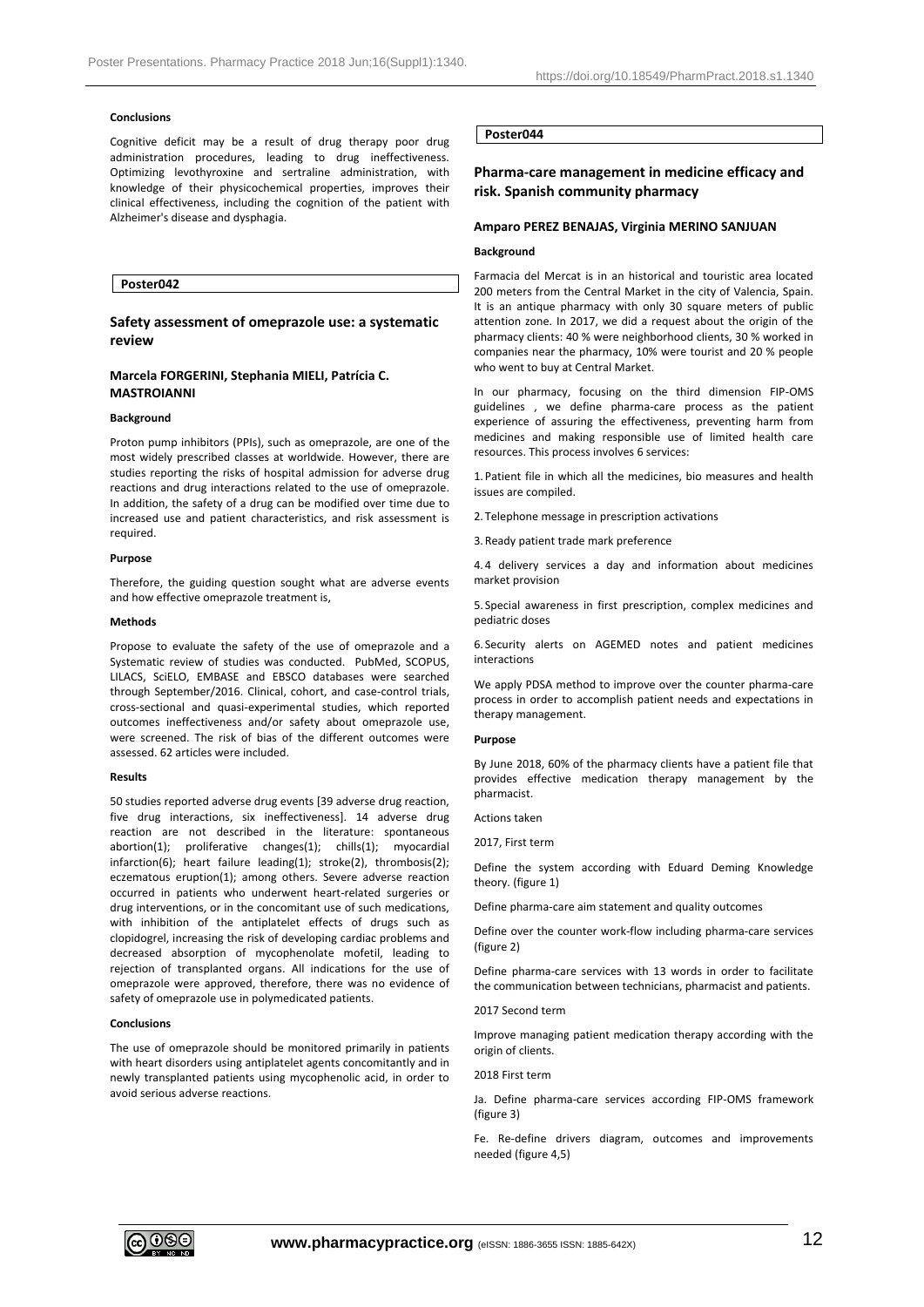### Conclusions

Cognitive deficit may be a result of drug therapy poor drug administration procedures, leading to drug ineffectiveness. Optimizing levothyroxine and sertraline administration, with knowledge of their physicochemical properties, improves their clinical effectiveness, including the cognition of the patient with Alzheimer's disease and dysphagia.

**Poster042**

## Safety assessment of omeprazole use: a systematic review

**Marcela FORGERINI, Stephania MIELI, Patrícia C. MASTROIANNI**

### Background

Proton pump inhibitors (PPIs), such as omeprazole, are one of the most widely prescribed classes at worldwide. However, there are studies reporting the risks of hospital admission for adverse drug reactions and drug interactions related to the use of omeprazole. In addition, the safety of a drug can be modified over time due to increased use and patient characteristics, and risk assessment is required.

### Purpose

Therefore, the guiding question sought what are adverse events and how effective omeprazole treatment is,

### Methods

Propose to evaluate the safety of the use of omeprazole and a Systematic review of studies was conducted. PubMed, SCOPUS, LILACS, SciELO, EMBASE and EBSCO databases were searched through September/2016. Clinical, cohort, and case-control trials, cross-sectional and quasi-experimental studies, which reported outcomes ineffectiveness and/or safety about omeprazole use, were screened. The risk of bias of the different outcomes were assessed. 62 articles were included.

### Results

50 studies reported adverse drug events [39 adverse drug reaction, five drug interactions, six ineffectiveness]. 14 adverse drug reaction are not described in the literature: spontaneous abortion(1); proliferative changes(1); chills(1); myocardial infarction(6); heart failure leading(1); stroke(2), thrombosis(2); eczematous eruption(1); among others. Severe adverse reaction occurred in patients who underwent heart-related surgeries or drug interventions, or in the concomitant use of such medications, with inhibition of the antiplatelet effects of drugs such as clopidogrel, increasing the risk of developing cardiac problems and decreased absorption of mycophenolate mofetil, leading to rejection of transplanted organs. All indications for the use of omeprazole were approved, therefore, there was no evidence of safety of omeprazole use in polymedicated patients.

### Conclusions

The use of omeprazole should be monitored primarily in patients with heart disorders using antiplatelet agents concomitantly and in newly transplanted patients using mycophenolic acid, in order to avoid serious adverse reactions.

**Poster044**

## Pharma-care management in medicine efficacy and risk. Spanish community pharmacy

**Amparo PEREZ BENAJAS, Virginia MERINO SANJUAN**

### Background

Farmacia del Mercat is in an historical and touristic area located 200 meters from the Central Market in the city of Valencia, Spain. It is an antique pharmacy with only 30 square meters of public attention zone. In 2017, we did a request about the origin of the pharmacy clients: 40 % were neighborhood clients, 30 % worked in companies near the pharmacy, 10% were tourist and 20 % people who went to buy at Central Market.

In our pharmacy, focusing on the third dimension FIP-OMS guidelines , we define pharma-care process as the patient experience of assuring the effectiveness, preventing harm from medicines and making responsible use of limited health care resources. This process involves 6 services:

1. Patient file in which all the medicines, bio measures and health issues are compiled.
2. Telephone message in prescription activations
3. Ready patient trade mark preference
4. 4 delivery services a day and information about medicines market provision
5. Special awareness in first prescription, complex medicines and pediatric doses
6. Security alerts on AGEMED notes and patient medicines interactions

We apply PDSA method to improve over the counter pharma-care process in order to accomplish patient needs and expectations in therapy management.

### Purpose

By June 2018, 60% of the pharmacy clients have a patient file that provides effective medication therapy management by the pharmacist.

Actions taken

2017, First term

Define the system according with Eduard Deming Knowledge theory. (figure 1)

Define pharma-care aim statement and quality outcomes

Define over the counter work-flow including pharma-care services (figure 2)

Define pharma-care services with 13 words in order to facilitate the communication between technicians, pharmacist and patients.

2017 Second term

Improve managing patient medication therapy according with the origin of clients.

2018 First term

Ja. Define pharma-care services according FIP-OMS framework (figure 3)

Fe. Re-define drivers diagram, outcomes and improvements needed (figure 4,5)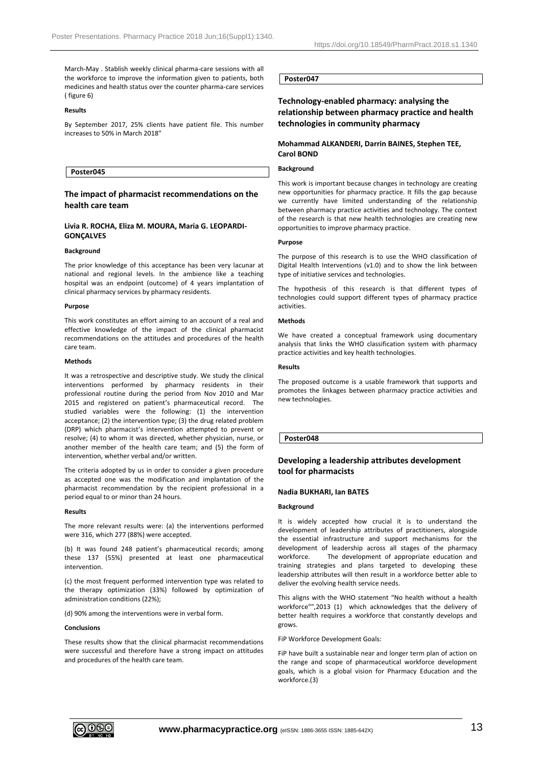March-May . Stablish weekly clinical pharma-care sessions with all the workforce to improve the information given to patients, both medicines and health status over the counter pharma-care services ( figure 6)

**Results**

By September 2017, 25% clients have patient file. This number increases to 50% in March 2018"

**Poster045**

## The impact of pharmacist recommendations on the health care team

**Livia R. ROCHA, Eliza M. MOURA, Maria G. LEOPARDI-GONÇALVES**

**Background**

The prior knowledge of this acceptance has been very lacunar at national and regional levels. In the ambience like a teaching hospital was an endpoint (outcome) of 4 years implantation of clinical pharmacy services by pharmacy residents.

**Purpose**

This work constitutes an effort aiming to an account of a real and effective knowledge of the impact of the clinical pharmacist recommendations on the attitudes and procedures of the health care team.

**Methods**

It was a retrospective and descriptive study. We study the clinical interventions performed by pharmacy residents in their professional routine during the period from Nov 2010 and Mar 2015 and registered on patient's pharmaceutical record. The studied variables were the following: (1) the intervention acceptance; (2) the intervention type; (3) the drug related problem (DRP) which pharmacist's intervention attempted to prevent or resolve; (4) to whom it was directed, whether physician, nurse, or another member of the health care team; and (5) the form of intervention, whether verbal and/or written.

The criteria adopted by us in order to consider a given procedure as accepted one was the modification and implantation of the pharmacist recommendation by the recipient professional in a period equal to or minor than 24 hours.

**Results**

The more relevant results were: (a) the interventions performed were 316, which 277 (88%) were accepted.

(b) It was found 248 patient's pharmaceutical records; among these 137 (55%) presented at least one pharmaceutical intervention.

(c) the most frequent performed intervention type was related to the therapy optimization (33%) followed by optimization of administration conditions (22%);

(d) 90% among the interventions were in verbal form.

**Conclusions**

These results show that the clinical pharmacist recommendations were successful and therefore have a strong impact on attitudes and procedures of the health care team.

**Poster047**

## Technology-enabled pharmacy: analysing the relationship between pharmacy practice and health technologies in community pharmacy

**Mohammad ALKANDERI, Darrin BAINES, Stephen TEE, Carol BOND**

**Background**

This work is important because changes in technology are creating new opportunities for pharmacy practice. It fills the gap because we currently have limited understanding of the relationship between pharmacy practice activities and technology. The context of the research is that new health technologies are creating new opportunities to improve pharmacy practice.

**Purpose**

The purpose of this research is to use the WHO classification of Digital Health Interventions (v1.0) and to show the link between type of initiative services and technologies.

The hypothesis of this research is that different types of technologies could support different types of pharmacy practice activities.

**Methods**

We have created a conceptual framework using documentary analysis that links the WHO classification system with pharmacy practice activities and key health technologies.

**Results**

The proposed outcome is a usable framework that supports and promotes the linkages between pharmacy practice activities and new technologies.

**Poster048**

## Developing a leadership attributes development tool for pharmacists

**Nadia BUKHARI, Ian BATES**

**Background**

It is widely accepted how crucial it is to understand the development of leadership attributes of practitioners, alongside the essential infrastructure and support mechanisms for the development of leadership across all stages of the pharmacy workforce. The development of appropriate education and training strategies and plans targeted to developing these leadership attributes will then result in a workforce better able to deliver the evolving health service needs.

This aligns with the WHO statement "No health without a health workforce"",2013 (1) which acknowledges that the delivery of better health requires a workforce that constantly develops and grows.

FiP Workforce Development Goals:

FiP have built a sustainable near and longer term plan of action on the range and scope of pharmaceutical workforce development goals, which is a global vision for Pharmacy Education and the workforce.(3)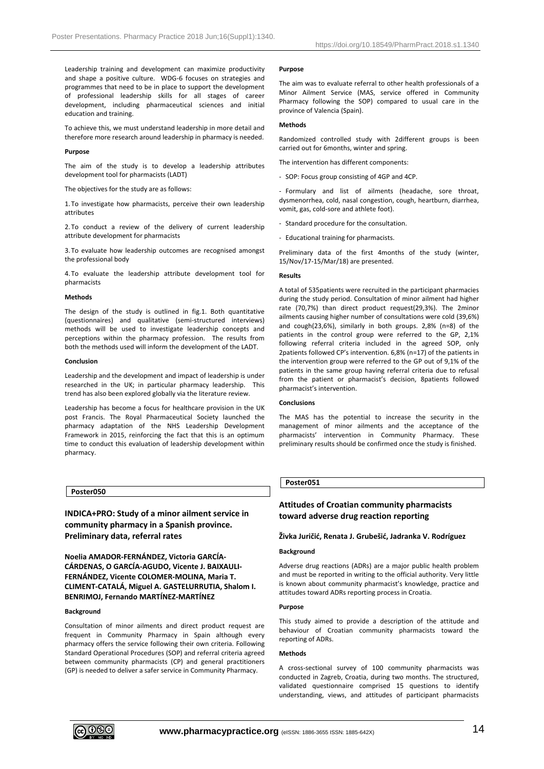Leadership training and development can maximize productivity and shape a positive culture. WDG-6 focuses on strategies and programmes that need to be in place to support the development of professional leadership skills for all stages of career development, including pharmaceutical sciences and initial education and training.

To achieve this, we must understand leadership in more detail and therefore more research around leadership in pharmacy is needed.

**Purpose**

The aim of the study is to develop a leadership attributes development tool for pharmacists (LADT)

The objectives for the study are as follows:

1. To investigate how pharmacists, perceive their own leadership attributes
2. To conduct a review of the delivery of current leadership attribute development for pharmacists
3. To evaluate how leadership outcomes are recognised amongst the professional body
4. To evaluate the leadership attribute development tool for pharmacists

**Methods**

The design of the study is outlined in fig.1. Both quantitative (questionnaires) and qualitative (semi-structured interviews) methods will be used to investigate leadership concepts and perceptions within the pharmacy profession. The results from both the methods used will inform the development of the LADT.

**Conclusion**

Leadership and the development and impact of leadership is under researched in the UK; in particular pharmacy leadership. This trend has also been explored globally via the literature review.

Leadership has become a focus for healthcare provision in the UK post Francis. The Royal Pharmaceutical Society launched the pharmacy adaptation of the NHS Leadership Development Framework in 2015, reinforcing the fact that this is an optimum time to conduct this evaluation of leadership development within pharmacy.

**Poster050**

## INDICA+PRO: Study of a minor ailment service in community pharmacy in a Spanish province. Preliminary data, referral rates

**Noelia AMADOR-FERNÁNDEZ, Victoria GARCÍA-CÁRDENAS, O GARCÍA-AGUDO, Vicente J. BAIXAULI-FERNÁNDEZ, Vicente COLOMER-MOLINA, Maria T. CLIMENT-CATALÁ, Miguel A. GASTELURRUTIA, Shalom I. BENRIMOJ, Fernando MARTÍNEZ-MARTÍNEZ**

**Background**

Consultation of minor ailments and direct product request are frequent in Community Pharmacy in Spain although every pharmacy offers the service following their own criteria. Following Standard Operational Procedures (SOP) and referral criteria agreed between community pharmacists (CP) and general practitioners (GP) is needed to deliver a safer service in Community Pharmacy.

**Purpose**

The aim was to evaluate referral to other health professionals of a Minor Ailment Service (MAS, service offered in Community Pharmacy following the SOP) compared to usual care in the province of Valencia (Spain).

**Methods**

Randomized controlled study with 2different groups is been carried out for 6months, winter and spring.

The intervention has different components:

- SOP: Focus group consisting of 4GP and 4CP.
- Formulary and list of ailments (headache, sore throat, dysmenorrhea, cold, nasal congestion, cough, heartburn, diarrhea, vomit, gas, cold-sore and athlete foot).
- Standard procedure for the consultation.
- Educational training for pharmacists.

Preliminary data of the first 4months of the study (winter, 15/Nov/17-15/Mar/18) are presented.

**Results**

A total of 535patients were recruited in the participant pharmacies during the study period. Consultation of minor ailment had higher rate (70,7%) than direct product request(29,3%). The 2minor ailments causing higher number of consultations were cold (39,6%) and cough(23,6%), similarly in both groups. 2,8% (n=8) of the patients in the control group were referred to the GP, 2,1% following referral criteria included in the agreed SOP, only 2patients followed CP's intervention. 6,8% (n=17) of the patients in the intervention group were referred to the GP out of 9,1% of the patients in the same group having referral criteria due to refusal from the patient or pharmacist's decision, 8patients followed pharmacist's intervention.

**Conclusions**

The MAS has the potential to increase the security in the management of minor ailments and the acceptance of the pharmacists' intervention in Community Pharmacy. These preliminary results should be confirmed once the study is finished.

**Poster051**

## Attitudes of Croatian community pharmacists toward adverse drug reaction reporting

**Živka Juričić, Renata J. Grubešić, Jadranka V. Rodríguez**

**Background**

Adverse drug reactions (ADRs) are a major public health problem and must be reported in writing to the official authority. Very little is known about community pharmacist's knowledge, practice and attitudes toward ADRs reporting process in Croatia.

**Purpose**

This study aimed to provide a description of the attitude and behaviour of Croatian community pharmacists toward the reporting of ADRs.

**Methods**

A cross-sectional survey of 100 community pharmacists was conducted in Zagreb, Croatia, during two months. The structured, validated questionnaire comprised 15 questions to identify understanding, views, and attitudes of participant pharmacists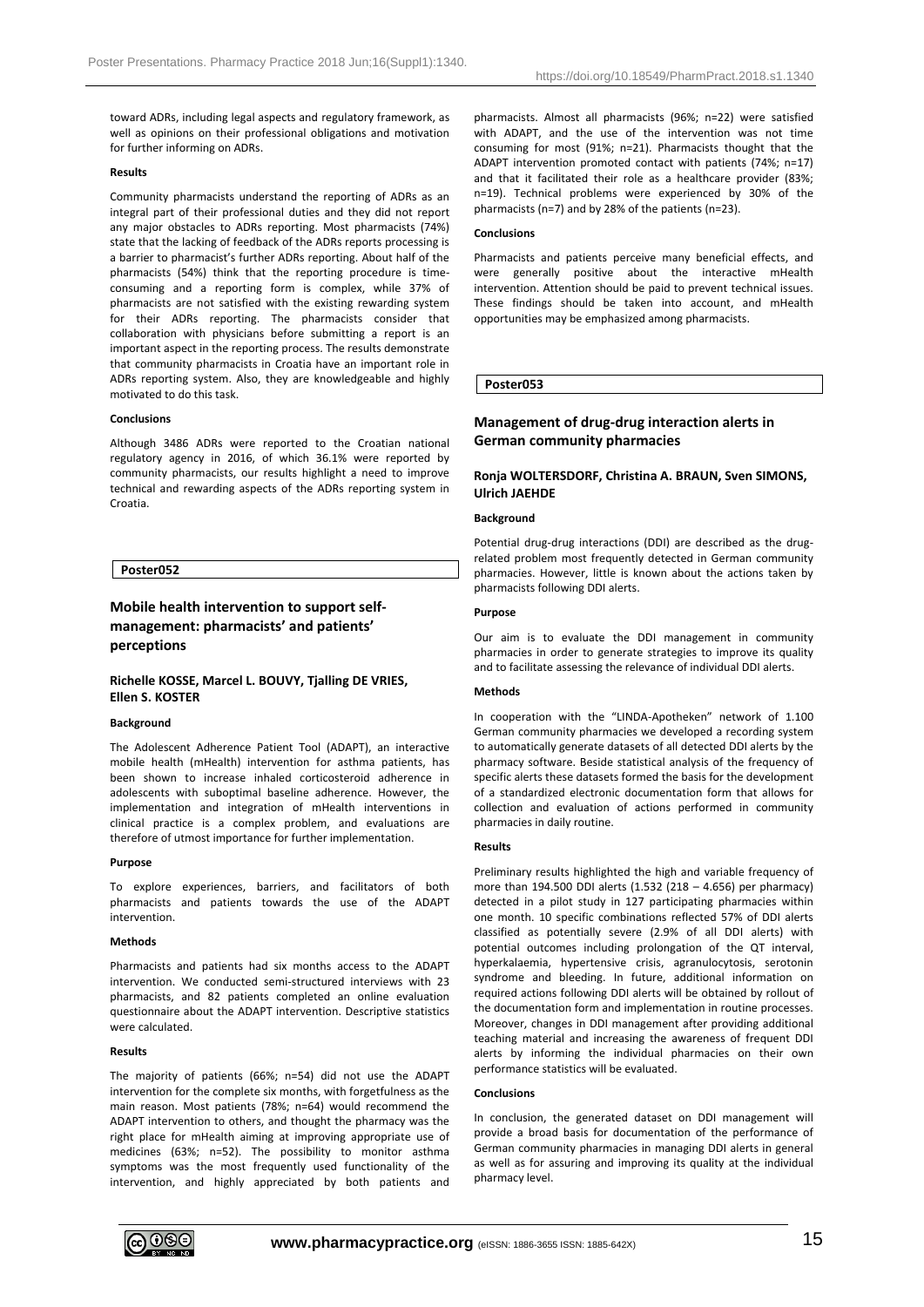toward ADRs, including legal aspects and regulatory framework, as well as opinions on their professional obligations and motivation for further informing on ADRs.

#### Results

Community pharmacists understand the reporting of ADRs as an integral part of their professional duties and they did not report any major obstacles to ADRs reporting. Most pharmacists (74%) state that the lacking of feedback of the ADRs reports processing is a barrier to pharmacist's further ADRs reporting. About half of the pharmacists (54%) think that the reporting procedure is time-consuming and a reporting form is complex, while 37% of pharmacists are not satisfied with the existing rewarding system for their ADRs reporting. The pharmacists consider that collaboration with physicians before submitting a report is an important aspect in the reporting process. The results demonstrate that community pharmacists in Croatia have an important role in ADRs reporting system. Also, they are knowledgeable and highly motivated to do this task.

#### Conclusions

Although 3486 ADRs were reported to the Croatian national regulatory agency in 2016, of which 36.1% were reported by community pharmacists, our results highlight a need to improve technical and rewarding aspects of the ADRs reporting system in Croatia.

**Poster052**

## Mobile health intervention to support self-management: pharmacists' and patients' perceptions

**Richelle KOSSE, Marcel L. BOUVY, Tjalling DE VRIES, Ellen S. KOSTER**

#### Background

The Adolescent Adherence Patient Tool (ADAPT), an interactive mobile health (mHealth) intervention for asthma patients, has been shown to increase inhaled corticosteroid adherence in adolescents with suboptimal baseline adherence. However, the implementation and integration of mHealth interventions in clinical practice is a complex problem, and evaluations are therefore of utmost importance for further implementation.

#### Purpose

To explore experiences, barriers, and facilitators of both pharmacists and patients towards the use of the ADAPT intervention.

#### Methods

Pharmacists and patients had six months access to the ADAPT intervention. We conducted semi-structured interviews with 23 pharmacists, and 82 patients completed an online evaluation questionnaire about the ADAPT intervention. Descriptive statistics were calculated.

#### Results

The majority of patients (66%; n=54) did not use the ADAPT intervention for the complete six months, with forgetfulness as the main reason. Most patients (78%; n=64) would recommend the ADAPT intervention to others, and thought the pharmacy was the right place for mHealth aiming at improving appropriate use of medicines (63%; n=52). The possibility to monitor asthma symptoms was the most frequently used functionality of the intervention, and highly appreciated by both patients and pharmacists. Almost all pharmacists (96%; n=22) were satisfied with ADAPT, and the use of the intervention was not time consuming for most (91%; n=21). Pharmacists thought that the ADAPT intervention promoted contact with patients (74%; n=17) and that it facilitated their role as a healthcare provider (83%; n=19). Technical problems were experienced by 30% of the pharmacists (n=7) and by 28% of the patients (n=23).

#### Conclusions

Pharmacists and patients perceive many beneficial effects, and were generally positive about the interactive mHealth intervention. Attention should be paid to prevent technical issues. These findings should be taken into account, and mHealth opportunities may be emphasized among pharmacists.

**Poster053**

## Management of drug-drug interaction alerts in German community pharmacies

**Ronja WOLTERSDORF, Christina A. BRAUN, Sven SIMONS, Ulrich JAEHDE**

#### Background

Potential drug-drug interactions (DDI) are described as the drug-related problem most frequently detected in German community pharmacies. However, little is known about the actions taken by pharmacists following DDI alerts.

#### Purpose

Our aim is to evaluate the DDI management in community pharmacies in order to generate strategies to improve its quality and to facilitate assessing the relevance of individual DDI alerts.

#### Methods

In cooperation with the "LINDA-Apotheken" network of 1.100 German community pharmacies we developed a recording system to automatically generate datasets of all detected DDI alerts by the pharmacy software. Beside statistical analysis of the frequency of specific alerts these datasets formed the basis for the development of a standardized electronic documentation form that allows for collection and evaluation of actions performed in community pharmacies in daily routine.

#### Results

Preliminary results highlighted the high and variable frequency of more than 194.500 DDI alerts (1.532 (218 – 4.656) per pharmacy) detected in a pilot study in 127 participating pharmacies within one month. 10 specific combinations reflected 57% of DDI alerts classified as potentially severe (2.9% of all DDI alerts) with potential outcomes including prolongation of the QT interval, hyperkalaemia, hypertensive crisis, agranulocytosis, serotonin syndrome and bleeding. In future, additional information on required actions following DDI alerts will be obtained by rollout of the documentation form and implementation in routine processes. Moreover, changes in DDI management after providing additional teaching material and increasing the awareness of frequent DDI alerts by informing the individual pharmacies on their own performance statistics will be evaluated.

#### Conclusions

In conclusion, the generated dataset on DDI management will provide a broad basis for documentation of the performance of German community pharmacies in managing DDI alerts in general as well as for assuring and improving its quality at the individual pharmacy level.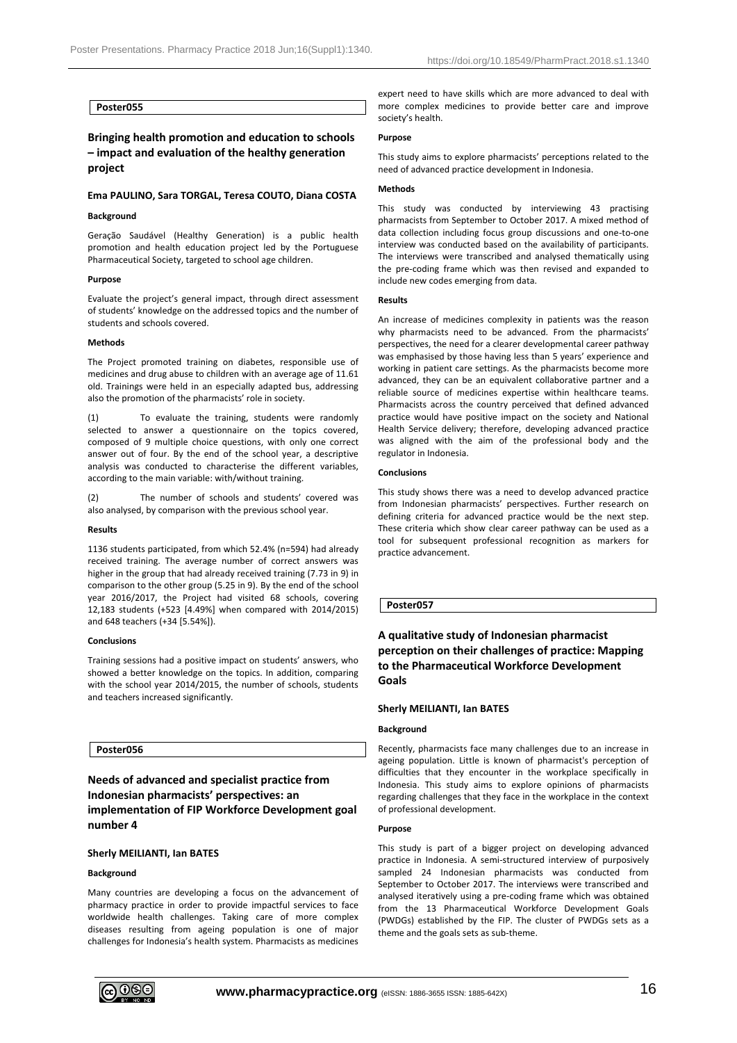**Poster055**

## Bringing health promotion and education to schools – impact and evaluation of the healthy generation project

**Ema PAULINO, Sara TORGAL, Teresa COUTO, Diana COSTA**

**Background**

Geração Saudável (Healthy Generation) is a public health promotion and health education project led by the Portuguese Pharmaceutical Society, targeted to school age children.

**Purpose**

Evaluate the project's general impact, through direct assessment of students' knowledge on the addressed topics and the number of students and schools covered.

**Methods**

The Project promoted training on diabetes, responsible use of medicines and drug abuse to children with an average age of 11.61 old. Trainings were held in an especially adapted bus, addressing also the promotion of the pharmacists' role in society.

(1) To evaluate the training, students were randomly selected to answer a questionnaire on the topics covered, composed of 9 multiple choice questions, with only one correct answer out of four. By the end of the school year, a descriptive analysis was conducted to characterise the different variables, according to the main variable: with/without training.

(2) The number of schools and students' covered was also analysed, by comparison with the previous school year.

**Results**

1136 students participated, from which 52.4% (n=594) had already received training. The average number of correct answers was higher in the group that had already received training (7.73 in 9) in comparison to the other group (5.25 in 9). By the end of the school year 2016/2017, the Project had visited 68 schools, covering 12,183 students (+523 [4.49%] when compared with 2014/2015) and 648 teachers (+34 [5.54%]).

**Conclusions**

Training sessions had a positive impact on students' answers, who showed a better knowledge on the topics. In addition, comparing with the school year 2014/2015, the number of schools, students and teachers increased significantly.

**Poster056**

## Needs of advanced and specialist practice from Indonesian pharmacists' perspectives: an implementation of FIP Workforce Development goal number 4

**Sherly MEILIANTI, Ian BATES**

**Background**

Many countries are developing a focus on the advancement of pharmacy practice in order to provide impactful services to face worldwide health challenges. Taking care of more complex diseases resulting from ageing population is one of major challenges for Indonesia's health system. Pharmacists as medicines expert need to have skills which are more advanced to deal with more complex medicines to provide better care and improve society's health.

**Purpose**

This study aims to explore pharmacists' perceptions related to the need of advanced practice development in Indonesia.

**Methods**

This study was conducted by interviewing 43 practising pharmacists from September to October 2017. A mixed method of data collection including focus group discussions and one-to-one interview was conducted based on the availability of participants. The interviews were transcribed and analysed thematically using the pre-coding frame which was then revised and expanded to include new codes emerging from data.

**Results**

An increase of medicines complexity in patients was the reason why pharmacists need to be advanced. From the pharmacists' perspectives, the need for a clearer developmental career pathway was emphasised by those having less than 5 years' experience and working in patient care settings. As the pharmacists become more advanced, they can be an equivalent collaborative partner and a reliable source of medicines expertise within healthcare teams. Pharmacists across the country perceived that defined advanced practice would have positive impact on the society and National Health Service delivery; therefore, developing advanced practice was aligned with the aim of the professional body and the regulator in Indonesia.

**Conclusions**

This study shows there was a need to develop advanced practice from Indonesian pharmacists' perspectives. Further research on defining criteria for advanced practice would be the next step. These criteria which show clear career pathway can be used as a tool for subsequent professional recognition as markers for practice advancement.

**Poster057**

## A qualitative study of Indonesian pharmacist perception on their challenges of practice: Mapping to the Pharmaceutical Workforce Development Goals

**Sherly MEILIANTI, Ian BATES**

**Background**

Recently, pharmacists face many challenges due to an increase in ageing population. Little is known of pharmacist's perception of difficulties that they encounter in the workplace specifically in Indonesia. This study aims to explore opinions of pharmacists regarding challenges that they face in the workplace in the context of professional development.

**Purpose**

This study is part of a bigger project on developing advanced practice in Indonesia. A semi-structured interview of purposively sampled 24 Indonesian pharmacists was conducted from September to October 2017. The interviews were transcribed and analysed iteratively using a pre-coding frame which was obtained from the 13 Pharmaceutical Workforce Development Goals (PWDGs) established by the FIP. The cluster of PWDGs sets as a theme and the goals sets as sub-theme.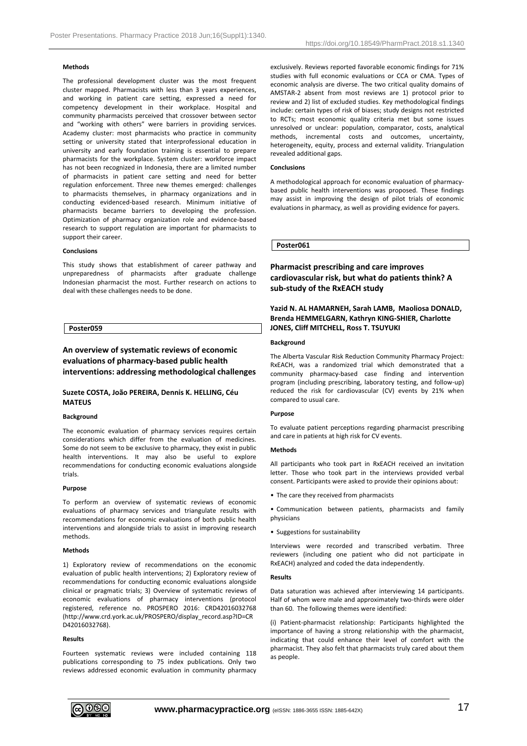#### Methods

The professional development cluster was the most frequent cluster mapped. Pharmacists with less than 3 years experiences, and working in patient care setting, expressed a need for competency development in their workplace. Hospital and community pharmacists perceived that crossover between sector and "working with others" were barriers in providing services. Academy cluster: most pharmacists who practice in community setting or university stated that interprofessional education in university and early foundation training is essential to prepare pharmacists for the workplace. System cluster: workforce impact has not been recognized in Indonesia, there are a limited number of pharmacists in patient care setting and need for better regulation enforcement. Three new themes emerged: challenges to pharmacists themselves, in pharmacy organizations and in conducting evidenced-based research. Minimum initiative of pharmacists became barriers to developing the profession. Optimization of pharmacy organization role and evidence-based research to support regulation are important for pharmacists to support their career.

#### Conclusions

This study shows that establishment of career pathway and unpreparedness of pharmacists after graduate challenge Indonesian pharmacist the most. Further research on actions to deal with these challenges needs to be done.

**Poster059**

## An overview of systematic reviews of economic evaluations of pharmacy-based public health interventions: addressing methodological challenges

**Suzete COSTA, João PEREIRA, Dennis K. HELLING, Céu MATEUS**

#### Background

The economic evaluation of pharmacy services requires certain considerations which differ from the evaluation of medicines. Some do not seem to be exclusive to pharmacy, they exist in public health interventions. It may also be useful to explore recommendations for conducting economic evaluations alongside trials.

#### Purpose

To perform an overview of systematic reviews of economic evaluations of pharmacy services and triangulate results with recommendations for economic evaluations of both public health interventions and alongside trials to assist in improving research methods.

#### Methods

1) Exploratory review of recommendations on the economic evaluation of public health interventions; 2) Exploratory review of recommendations for conducting economic evaluations alongside clinical or pragmatic trials; 3) Overview of systematic reviews of economic evaluations of pharmacy interventions (protocol registered, reference no. PROSPERO 2016: CRD42016032768 (http://www.crd.york.ac.uk/PROSPERO/display_record.asp?ID=CRD42016032768).

#### Results

Fourteen systematic reviews were included containing 118 publications corresponding to 75 index publications. Only two reviews addressed economic evaluation in community pharmacy exclusively. Reviews reported favorable economic findings for 71% studies with full economic evaluations or CCA or CMA. Types of economic analysis are diverse. The two critical quality domains of AMSTAR-2 absent from most reviews are 1) protocol prior to review and 2) list of excluded studies. Key methodological findings include: certain types of risk of biases; study designs not restricted to RCTs; most economic quality criteria met but some issues unresolved or unclear: population, comparator, costs, analytical methods, incremental costs and outcomes, uncertainty, heterogeneity, equity, process and external validity. Triangulation revealed additional gaps.

#### Conclusions

A methodological approach for economic evaluation of pharmacy-based public health interventions was proposed. These findings may assist in improving the design of pilot trials of economic evaluations in pharmacy, as well as providing evidence for payers.

**Poster061**

## Pharmacist prescribing and care improves cardiovascular risk, but what do patients think? A sub-study of the RxEACH study

**Yazid N. AL HAMARNEH, Sarah LAMB, Maoliosa DONALD, Brenda HEMMELGARN, Kathryn KING-SHIER, Charlotte JONES, Cliff MITCHELL, Ross T. TSUYUKI**

#### Background

The Alberta Vascular Risk Reduction Community Pharmacy Project: RxEACH, was a randomized trial which demonstrated that a community pharmacy-based case finding and intervention program (including prescribing, laboratory testing, and follow-up) reduced the risk for cardiovascular (CV) events by 21% when compared to usual care.

#### Purpose

To evaluate patient perceptions regarding pharmacist prescribing and care in patients at high risk for CV events.

#### Methods

All participants who took part in RxEACH received an invitation letter. Those who took part in the interviews provided verbal consent. Participants were asked to provide their opinions about:

- The care they received from pharmacists
- Communication between patients, pharmacists and family physicians
- Suggestions for sustainability

Interviews were recorded and transcribed verbatim. Three reviewers (including one patient who did not participate in RxEACH) analyzed and coded the data independently.

#### Results

Data saturation was achieved after interviewing 14 participants. Half of whom were male and approximately two-thirds were older than 60. The following themes were identified:

(i) Patient-pharmacist relationship: Participants highlighted the importance of having a strong relationship with the pharmacist, indicating that could enhance their level of comfort with the pharmacist. They also felt that pharmacists truly cared about them as people.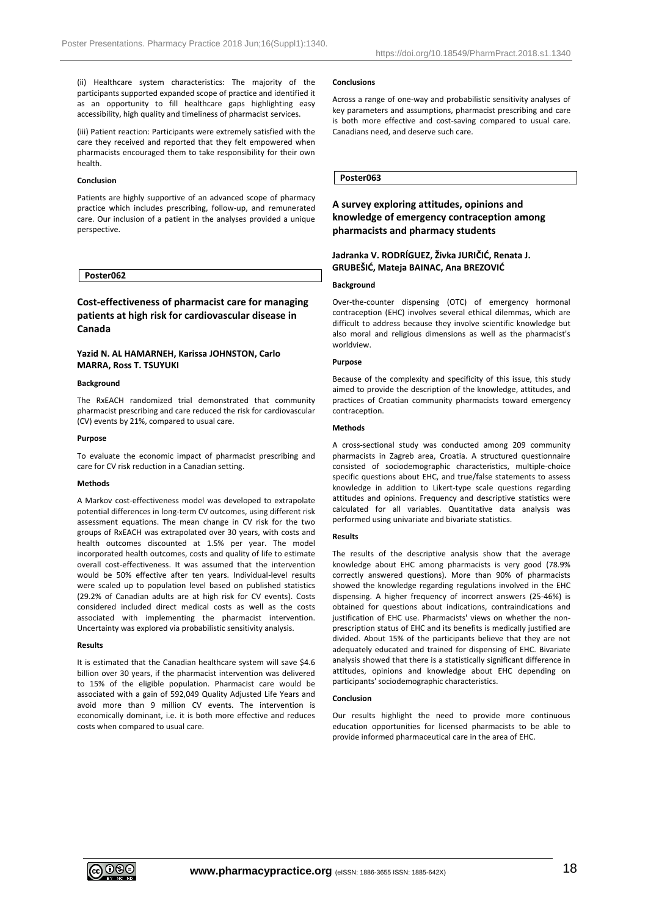(ii) Healthcare system characteristics: The majority of the participants supported expanded scope of practice and identified it as an opportunity to fill healthcare gaps highlighting easy accessibility, high quality and timeliness of pharmacist services.

(iii) Patient reaction: Participants were extremely satisfied with the care they received and reported that they felt empowered when pharmacists encouraged them to take responsibility for their own health.

**Conclusion**

Patients are highly supportive of an advanced scope of pharmacy practice which includes prescribing, follow-up, and remunerated care. Our inclusion of a patient in the analyses provided a unique perspective.

**Poster062**

## Cost-effectiveness of pharmacist care for managing patients at high risk for cardiovascular disease in Canada

**Yazid N. AL HAMARNEH, Karissa JOHNSTON, Carlo MARRA, Ross T. TSUYUKI**

**Background**

The RxEACH randomized trial demonstrated that community pharmacist prescribing and care reduced the risk for cardiovascular (CV) events by 21%, compared to usual care.

**Purpose**

To evaluate the economic impact of pharmacist prescribing and care for CV risk reduction in a Canadian setting.

**Methods**

A Markov cost-effectiveness model was developed to extrapolate potential differences in long-term CV outcomes, using different risk assessment equations. The mean change in CV risk for the two groups of RxEACH was extrapolated over 30 years, with costs and health outcomes discounted at 1.5% per year. The model incorporated health outcomes, costs and quality of life to estimate overall cost-effectiveness. It was assumed that the intervention would be 50% effective after ten years. Individual-level results were scaled up to population level based on published statistics (29.2% of Canadian adults are at high risk for CV events). Costs considered included direct medical costs as well as the costs associated with implementing the pharmacist intervention. Uncertainty was explored via probabilistic sensitivity analysis.

**Results**

It is estimated that the Canadian healthcare system will save $4.6 billion over 30 years, if the pharmacist intervention was delivered to 15% of the eligible population. Pharmacist care would be associated with a gain of 592,049 Quality Adjusted Life Years and avoid more than 9 million CV events. The intervention is economically dominant, i.e. it is both more effective and reduces costs when compared to usual care.

**Conclusions**

Across a range of one-way and probabilistic sensitivity analyses of key parameters and assumptions, pharmacist prescribing and care is both more effective and cost-saving compared to usual care. Canadians need, and deserve such care.

**Poster063**

## A survey exploring attitudes, opinions and knowledge of emergency contraception among pharmacists and pharmacy students

**Jadranka V. RODRÍGUEZ, Živka JURIČIĆ, Renata J. GRUBEŠIĆ, Mateja BAINAC, Ana BREZOVIĆ**

**Background**

Over-the-counter dispensing (OTC) of emergency hormonal contraception (EHC) involves several ethical dilemmas, which are difficult to address because they involve scientific knowledge but also moral and religious dimensions as well as the pharmacist's worldview.

**Purpose**

Because of the complexity and specificity of this issue, this study aimed to provide the description of the knowledge, attitudes, and practices of Croatian community pharmacists toward emergency contraception.

**Methods**

A cross-sectional study was conducted among 209 community pharmacists in Zagreb area, Croatia. A structured questionnaire consisted of sociodemographic characteristics, multiple-choice specific questions about EHC, and true/false statements to assess knowledge in addition to Likert-type scale questions regarding attitudes and opinions. Frequency and descriptive statistics were calculated for all variables. Quantitative data analysis was performed using univariate and bivariate statistics.

**Results**

The results of the descriptive analysis show that the average knowledge about EHC among pharmacists is very good (78.9% correctly answered questions). More than 90% of pharmacists showed the knowledge regarding regulations involved in the EHC dispensing. A higher frequency of incorrect answers (25-46%) is obtained for questions about indications, contraindications and justification of EHC use. Pharmacists' views on whether the non-prescription status of EHC and its benefits is medically justified are divided. About 15% of the participants believe that they are not adequately educated and trained for dispensing of EHC. Bivariate analysis showed that there is a statistically significant difference in attitudes, opinions and knowledge about EHC depending on participants' sociodemographic characteristics.

**Conclusion**

Our results highlight the need to provide more continuous education opportunities for licensed pharmacists to be able to provide informed pharmaceutical care in the area of EHC.